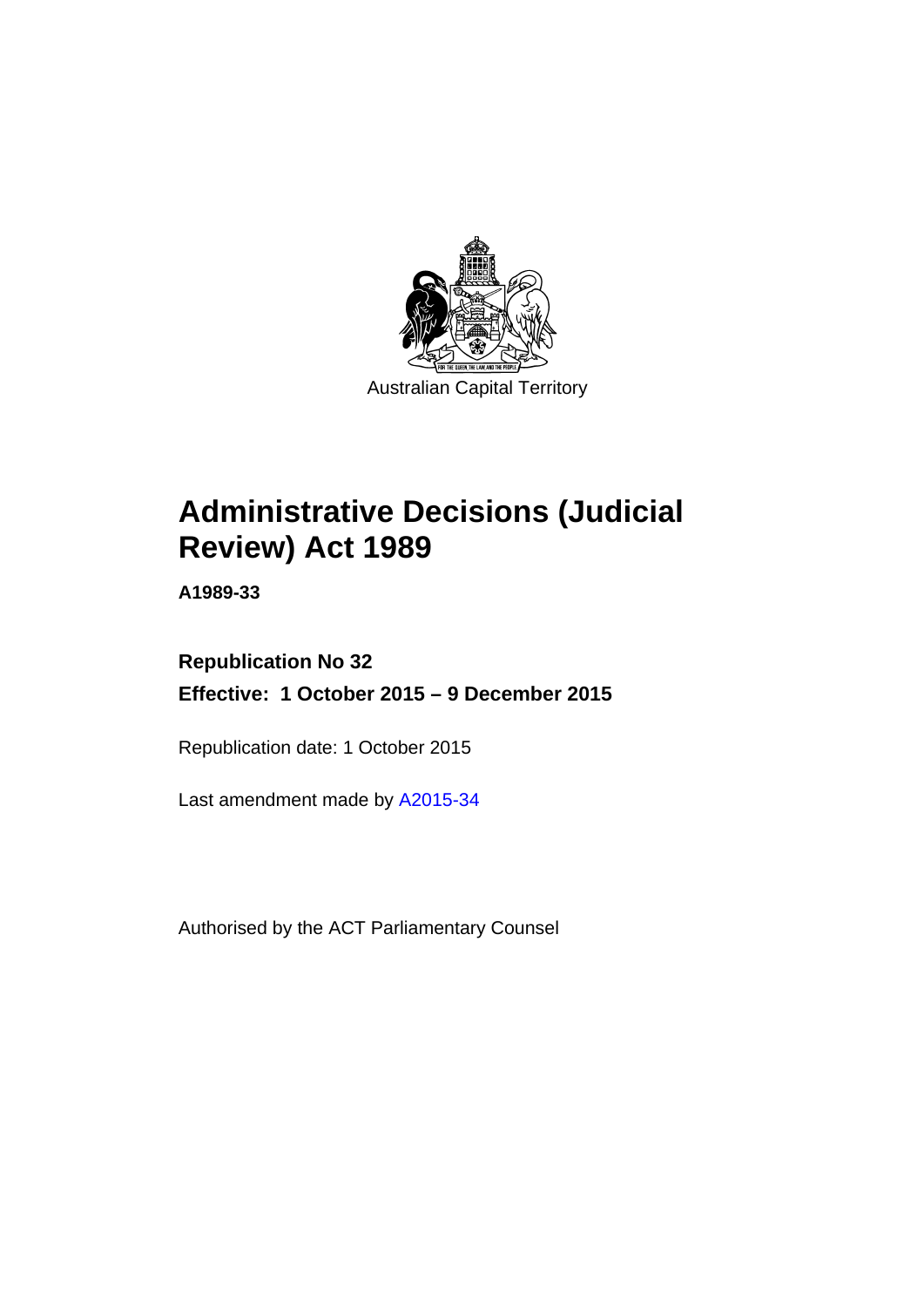Australian Capital Territory

# Administrative Decisions (Judicial Review) Act 1989

**A1989-33**

**Republication No 32**

**Effective: 1 October 2015 – 9 December 2015**

Republication date: 1 October 2015

Last amendment made by A2015-34

Authorised by the ACT Parliamentary Counsel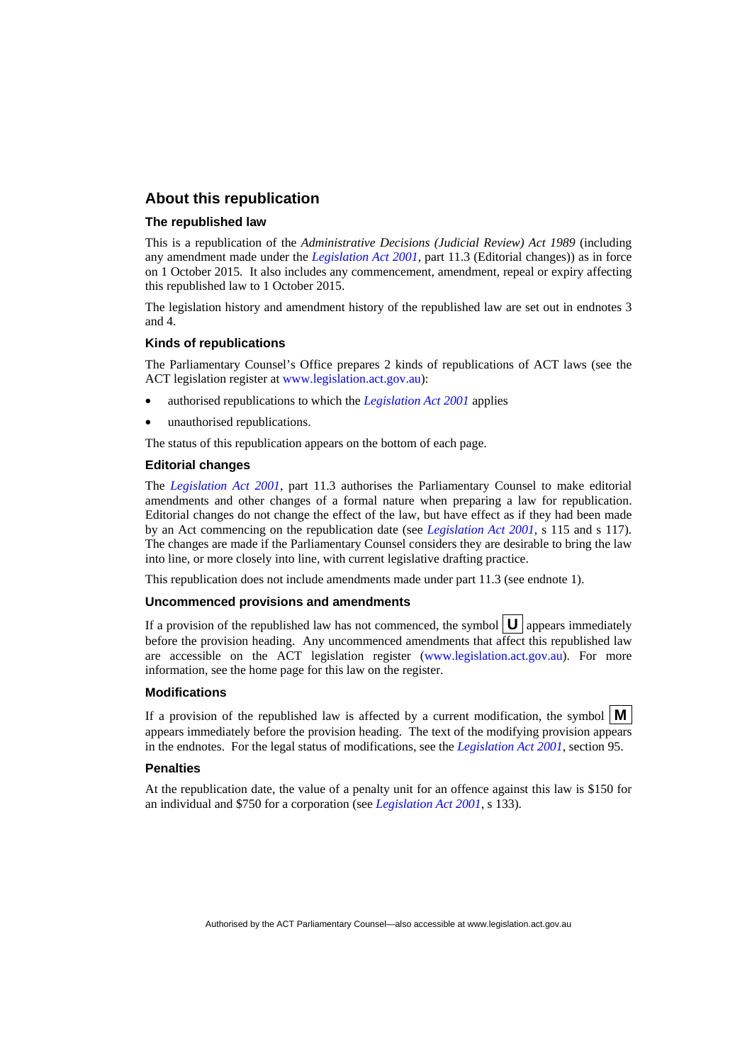## About this republication

### The republished law

This is a republication of the *Administrative Decisions (Judicial Review) Act 1989* (including any amendment made under the *Legislation Act 2001*, part 11.3 (Editorial changes)) as in force on 1 October 2015. It also includes any commencement, amendment, repeal or expiry affecting this republished law to 1 October 2015.

The legislation history and amendment history of the republished law are set out in endnotes 3 and 4.

### Kinds of republications

The Parliamentary Counsel's Office prepares 2 kinds of republications of ACT laws (see the ACT legislation register at www.legislation.act.gov.au):

- authorised republications to which the *Legislation Act 2001* applies
- unauthorised republications.

The status of this republication appears on the bottom of each page.

### Editorial changes

The *Legislation Act 2001*, part 11.3 authorises the Parliamentary Counsel to make editorial amendments and other changes of a formal nature when preparing a law for republication. Editorial changes do not change the effect of the law, but have effect as if they had been made by an Act commencing on the republication date (see *Legislation Act 2001*, s 115 and s 117). The changes are made if the Parliamentary Counsel considers they are desirable to bring the law into line, or more closely into line, with current legislative drafting practice.

This republication does not include amendments made under part 11.3 (see endnote 1).

### Uncommenced provisions and amendments

If a provision of the republished law has not commenced, the symbol **U** appears immediately before the provision heading. Any uncommenced amendments that affect this republished law are accessible on the ACT legislation register (www.legislation.act.gov.au). For more information, see the home page for this law on the register.

### Modifications

If a provision of the republished law is affected by a current modification, the symbol **M** appears immediately before the provision heading. The text of the modifying provision appears in the endnotes. For the legal status of modifications, see the *Legislation Act 2001*, section 95.

### Penalties

At the republication date, the value of a penalty unit for an offence against this law is $150 for an individual and $750 for a corporation (see *Legislation Act 2001*, s 133).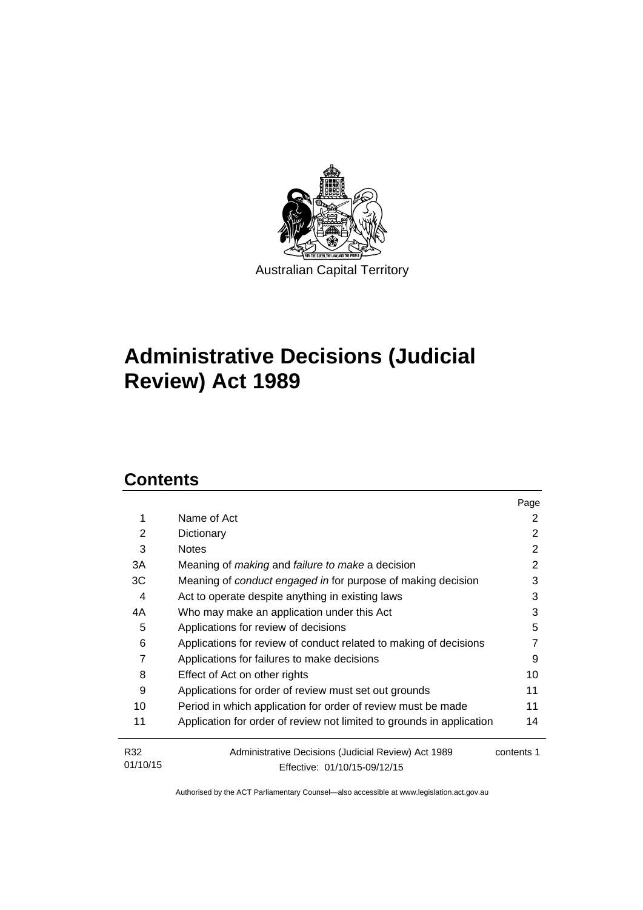Australian Capital Territory

# Administrative Decisions (Judicial Review) Act 1989

## Contents

| | | Page |
|---|---|---|
| 1 | Name of Act | 2 |
| 2 | Dictionary | 2 |
| 3 | Notes | 2 |
| 3A | Meaning of *making* and *failure to make* a decision | 2 |
| 3C | Meaning of *conduct engaged in* for purpose of making decision | 3 |
| 4 | Act to operate despite anything in existing laws | 3 |
| 4A | Who may make an application under this Act | 3 |
| 5 | Applications for review of decisions | 5 |
| 6 | Applications for review of conduct related to making of decisions | 7 |
| 7 | Applications for failures to make decisions | 9 |
| 8 | Effect of Act on other rights | 10 |
| 9 | Applications for order of review must set out grounds | 11 |
| 10 | Period in which application for order of review must be made | 11 |
| 11 | Application for order of review not limited to grounds in application | 14 |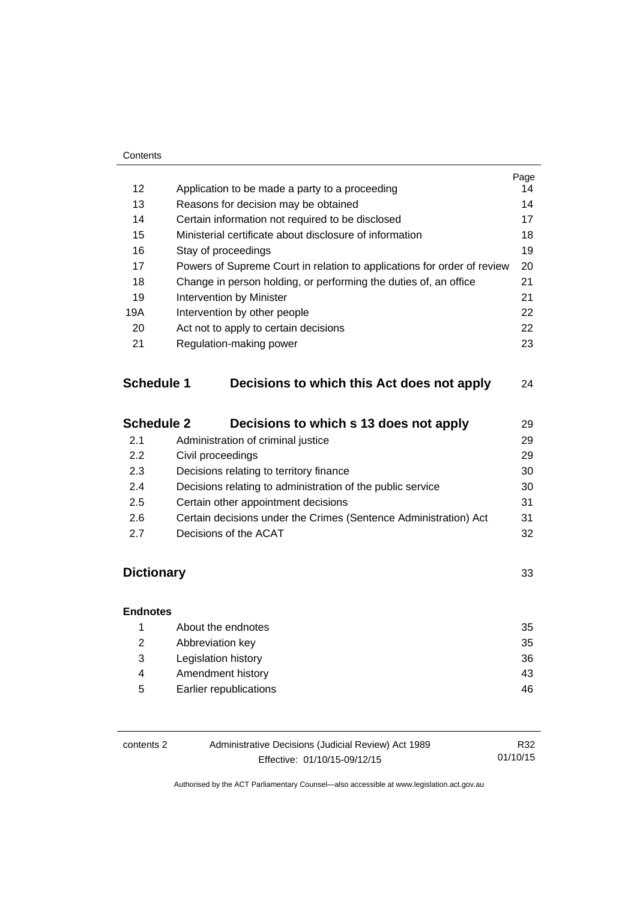| | | Page |
|---|---|---|
| 12 | Application to be made a party to a proceeding | 14 |
| 13 | Reasons for decision may be obtained | 14 |
| 14 | Certain information not required to be disclosed | 17 |
| 15 | Ministerial certificate about disclosure of information | 18 |
| 16 | Stay of proceedings | 19 |
| 17 | Powers of Supreme Court in relation to applications for order of review | 20 |
| 18 | Change in person holding, or performing the duties of, an office | 21 |
| 19 | Intervention by Minister | 21 |
| 19A | Intervention by other people | 22 |
| 20 | Act not to apply to certain decisions | 22 |
| 21 | Regulation-making power | 23 |

| | | |
|---|---|---|
| **Schedule 1** | **Decisions to which this Act does not apply** | 24 |

| | | |
|---|---|---|
| **Schedule 2** | **Decisions to which s 13 does not apply** | 29 |
| 2.1 | Administration of criminal justice | 29 |
| 2.2 | Civil proceedings | 29 |
| 2.3 | Decisions relating to territory finance | 30 |
| 2.4 | Decisions relating to administration of the public service | 30 |
| 2.5 | Certain other appointment decisions | 31 |
| 2.6 | Certain decisions under the Crimes (Sentence Administration) Act | 31 |
| 2.7 | Decisions of the ACAT | 32 |

| | |
|---|---|
| **Dictionary** | 33 |

**Endnotes**

| | | |
|---|---|---|
| 1 | About the endnotes | 35 |
| 2 | Abbreviation key | 35 |
| 3 | Legislation history | 36 |
| 4 | Amendment history | 43 |
| 5 | Earlier republications | 46 |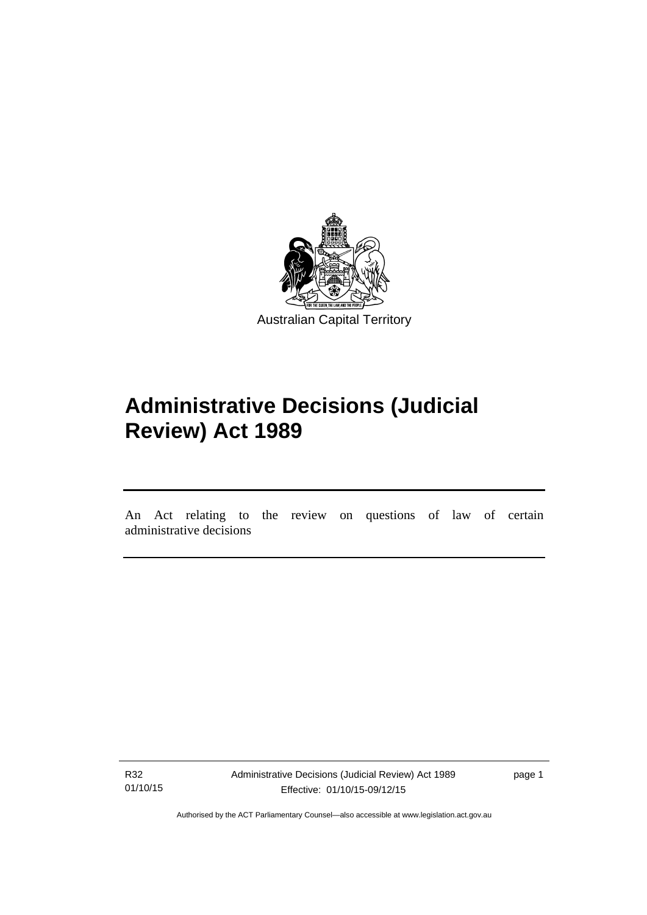Australian Capital Territory

# Administrative Decisions (Judicial Review) Act 1989

An Act relating to the review on questions of law of certain administrative decisions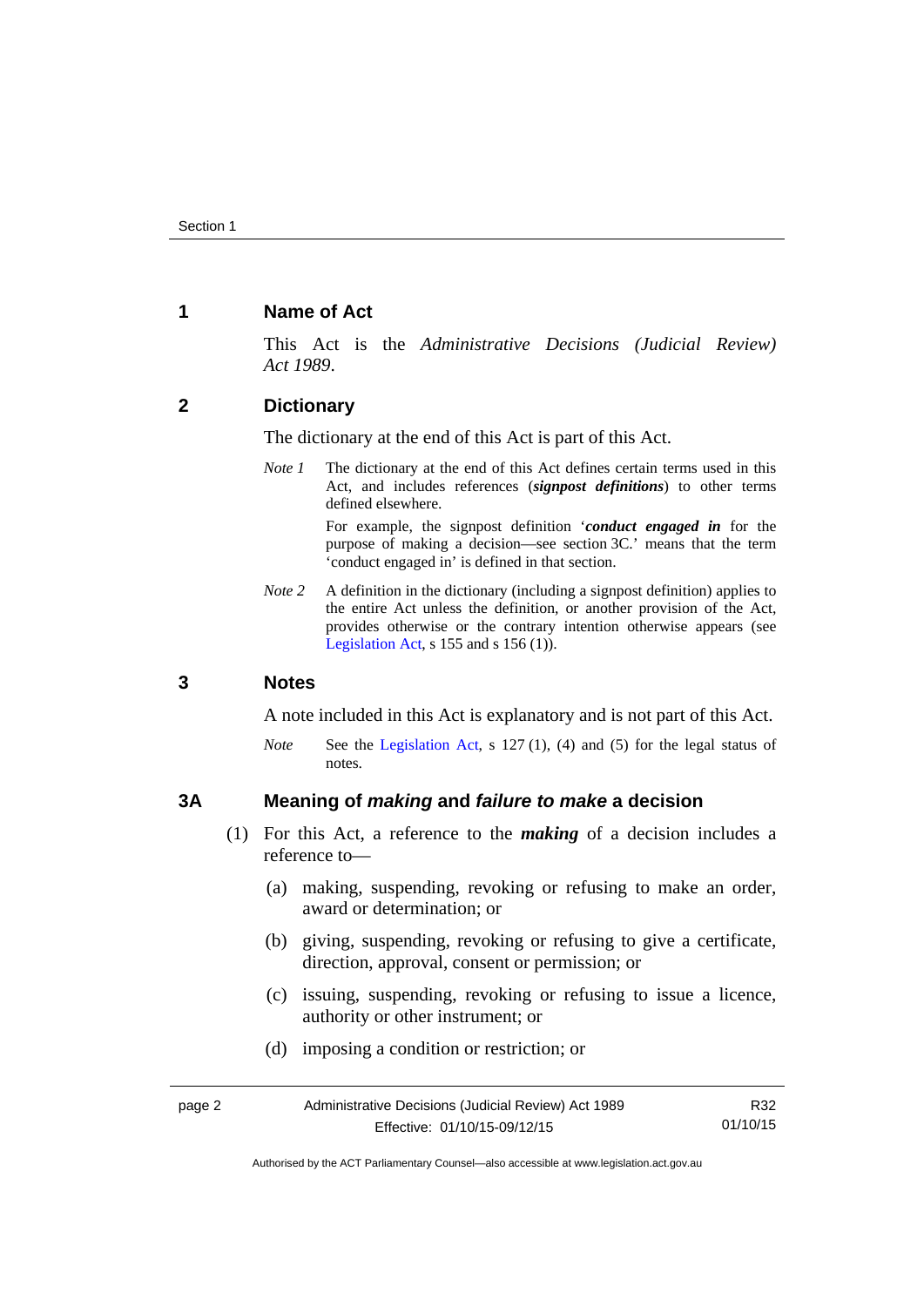## 1 Name of Act

This Act is the *Administrative Decisions (Judicial Review) Act 1989*.

## 2 Dictionary

The dictionary at the end of this Act is part of this Act.

*Note 1* The dictionary at the end of this Act defines certain terms used in this Act, and includes references (***signpost definitions***) to other terms defined elsewhere.

For example, the signpost definition '***conduct engaged in*** for the purpose of making a decision—see section 3C.' means that the term 'conduct engaged in' is defined in that section.

*Note 2* A definition in the dictionary (including a signpost definition) applies to the entire Act unless the definition, or another provision of the Act, provides otherwise or the contrary intention otherwise appears (see Legislation Act, s 155 and s 156 (1)).

## 3 Notes

A note included in this Act is explanatory and is not part of this Act.

*Note* See the Legislation Act, s 127 (1), (4) and (5) for the legal status of notes.

## 3A Meaning of *making* and *failure to make* a decision

(1) For this Act, a reference to the ***making*** of a decision includes a reference to—

(a) making, suspending, revoking or refusing to make an order, award or determination; or

(b) giving, suspending, revoking or refusing to give a certificate, direction, approval, consent or permission; or

(c) issuing, suspending, revoking or refusing to issue a licence, authority or other instrument; or

(d) imposing a condition or restriction; or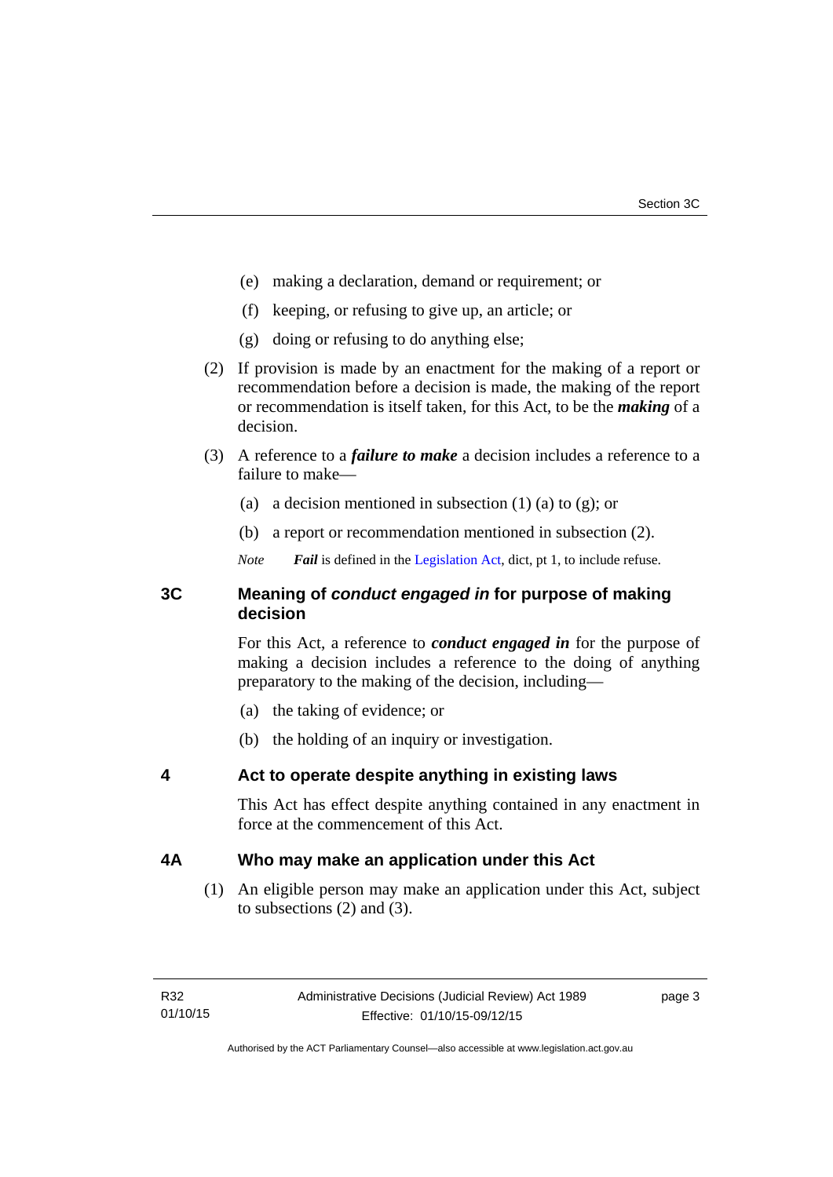(e) making a declaration, demand or requirement; or

(f) keeping, or refusing to give up, an article; or

(g) doing or refusing to do anything else;

(2) If provision is made by an enactment for the making of a report or recommendation before a decision is made, the making of the report or recommendation is itself taken, for this Act, to be the ***making*** of a decision.

(3) A reference to a ***failure to make*** a decision includes a reference to a failure to make—

(a) a decision mentioned in subsection (1) (a) to (g); or

(b) a report or recommendation mentioned in subsection (2).

*Note* ***Fail*** is defined in the Legislation Act, dict, pt 1, to include refuse.

### 3C Meaning of *conduct engaged in* for purpose of making decision

For this Act, a reference to ***conduct engaged in*** for the purpose of making a decision includes a reference to the doing of anything preparatory to the making of the decision, including—

(a) the taking of evidence; or

(b) the holding of an inquiry or investigation.

### 4 Act to operate despite anything in existing laws

This Act has effect despite anything contained in any enactment in force at the commencement of this Act.

### 4A Who may make an application under this Act

(1) An eligible person may make an application under this Act, subject to subsections (2) and (3).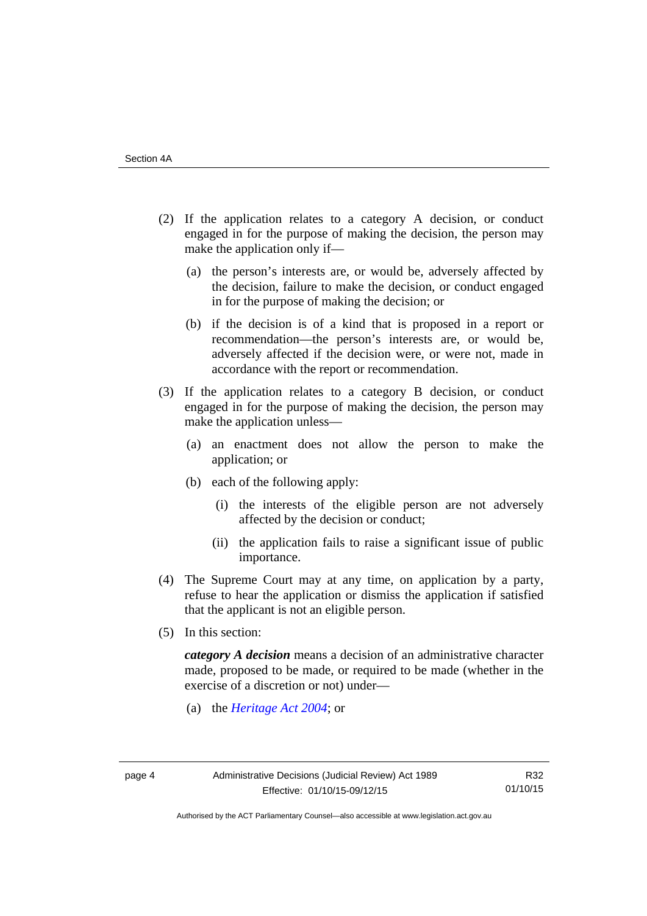(2) If the application relates to a category A decision, or conduct engaged in for the purpose of making the decision, the person may make the application only if—

(a) the person's interests are, or would be, adversely affected by the decision, failure to make the decision, or conduct engaged in for the purpose of making the decision; or

(b) if the decision is of a kind that is proposed in a report or recommendation—the person's interests are, or would be, adversely affected if the decision were, or were not, made in accordance with the report or recommendation.

(3) If the application relates to a category B decision, or conduct engaged in for the purpose of making the decision, the person may make the application unless—

(a) an enactment does not allow the person to make the application; or

(b) each of the following apply:

(i) the interests of the eligible person are not adversely affected by the decision or conduct;

(ii) the application fails to raise a significant issue of public importance.

(4) The Supreme Court may at any time, on application by a party, refuse to hear the application or dismiss the application if satisfied that the applicant is not an eligible person.

(5) In this section:

***category A decision*** means a decision of an administrative character made, proposed to be made, or required to be made (whether in the exercise of a discretion or not) under—

(a) the *Heritage Act 2004*; or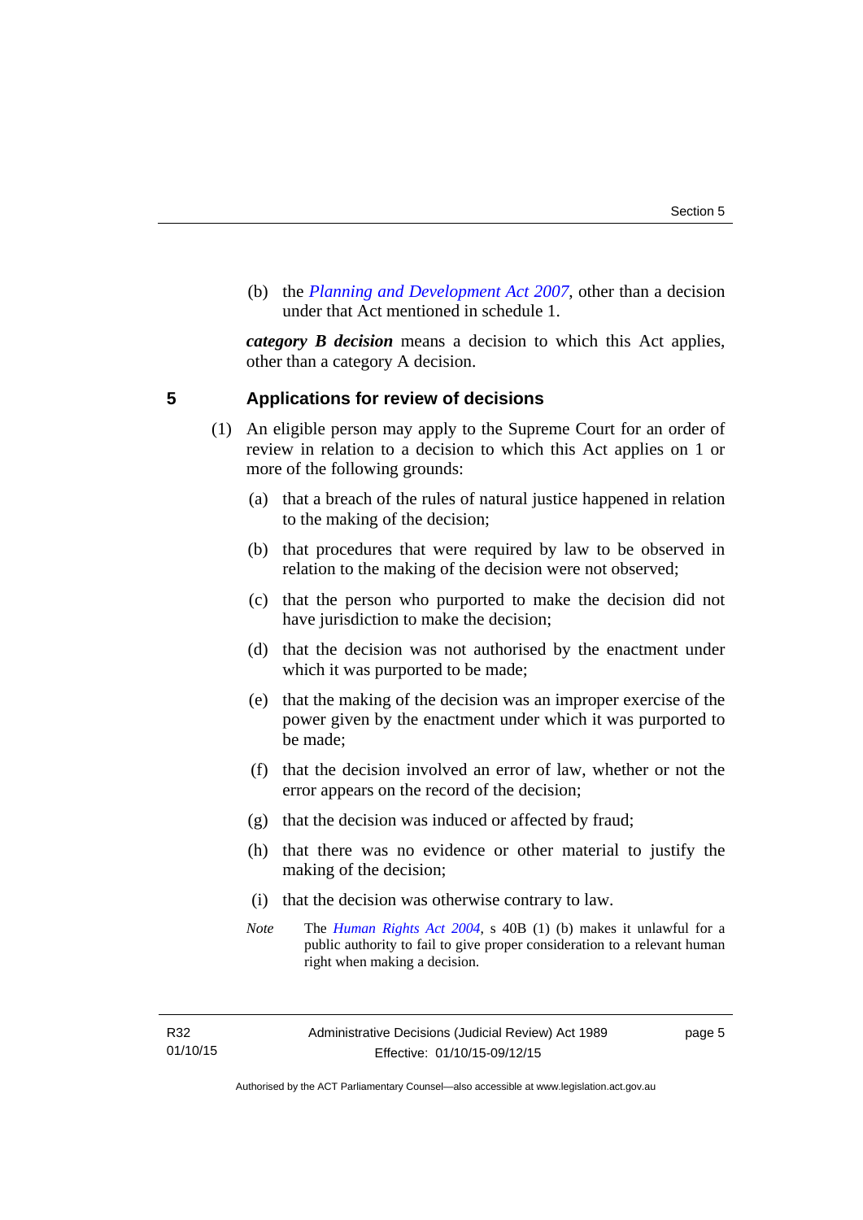(b) the *Planning and Development Act 2007*, other than a decision under that Act mentioned in schedule 1.

***category B decision*** means a decision to which this Act applies, other than a category A decision.

## 5 Applications for review of decisions

(1) An eligible person may apply to the Supreme Court for an order of review in relation to a decision to which this Act applies on 1 or more of the following grounds:

(a) that a breach of the rules of natural justice happened in relation to the making of the decision;

(b) that procedures that were required by law to be observed in relation to the making of the decision were not observed;

(c) that the person who purported to make the decision did not have jurisdiction to make the decision;

(d) that the decision was not authorised by the enactment under which it was purported to be made;

(e) that the making of the decision was an improper exercise of the power given by the enactment under which it was purported to be made;

(f) that the decision involved an error of law, whether or not the error appears on the record of the decision;

(g) that the decision was induced or affected by fraud;

(h) that there was no evidence or other material to justify the making of the decision;

(i) that the decision was otherwise contrary to law.

*Note* The *Human Rights Act 2004*, s 40B (1) (b) makes it unlawful for a public authority to fail to give proper consideration to a relevant human right when making a decision.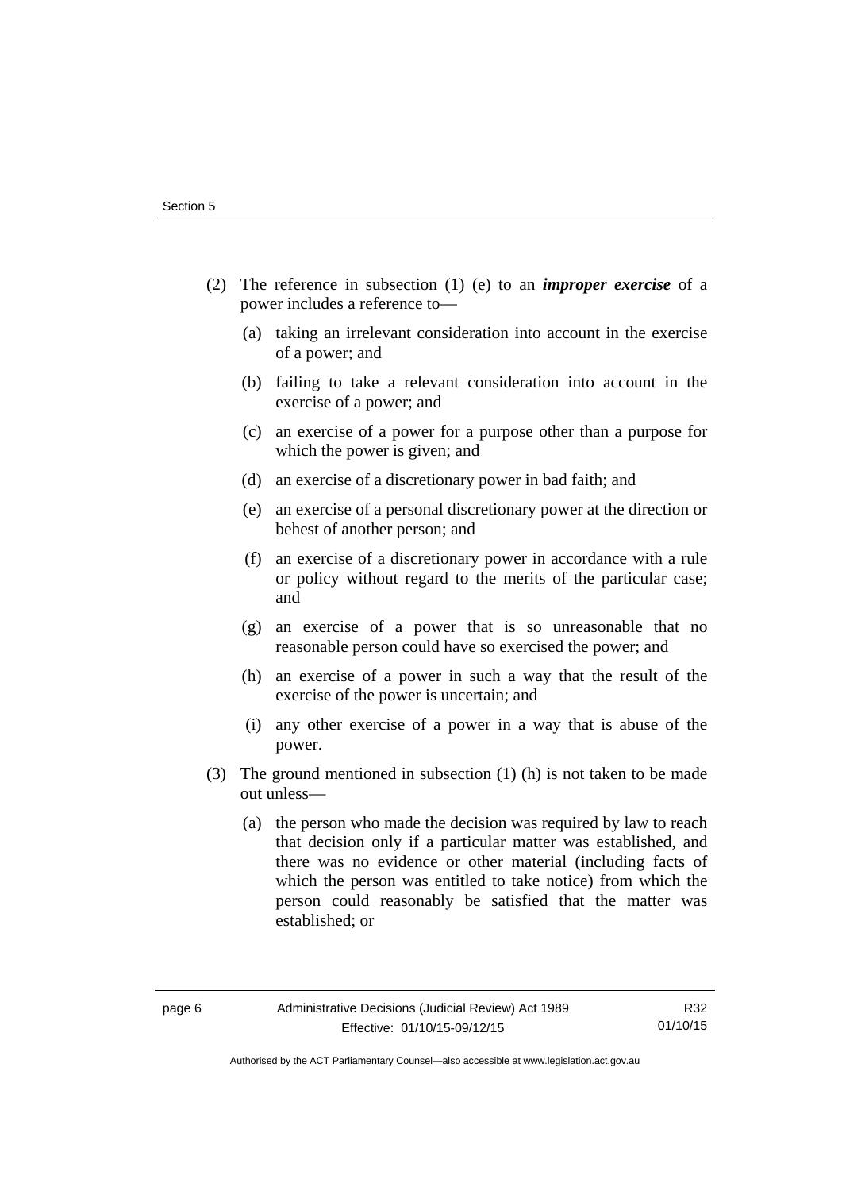(2) The reference in subsection (1) (e) to an ***improper exercise*** of a power includes a reference to—

(a) taking an irrelevant consideration into account in the exercise of a power; and

(b) failing to take a relevant consideration into account in the exercise of a power; and

(c) an exercise of a power for a purpose other than a purpose for which the power is given; and

(d) an exercise of a discretionary power in bad faith; and

(e) an exercise of a personal discretionary power at the direction or behest of another person; and

(f) an exercise of a discretionary power in accordance with a rule or policy without regard to the merits of the particular case; and

(g) an exercise of a power that is so unreasonable that no reasonable person could have so exercised the power; and

(h) an exercise of a power in such a way that the result of the exercise of the power is uncertain; and

(i) any other exercise of a power in a way that is abuse of the power.

(3) The ground mentioned in subsection (1) (h) is not taken to be made out unless—

(a) the person who made the decision was required by law to reach that decision only if a particular matter was established, and there was no evidence or other material (including facts of which the person was entitled to take notice) from which the person could reasonably be satisfied that the matter was established; or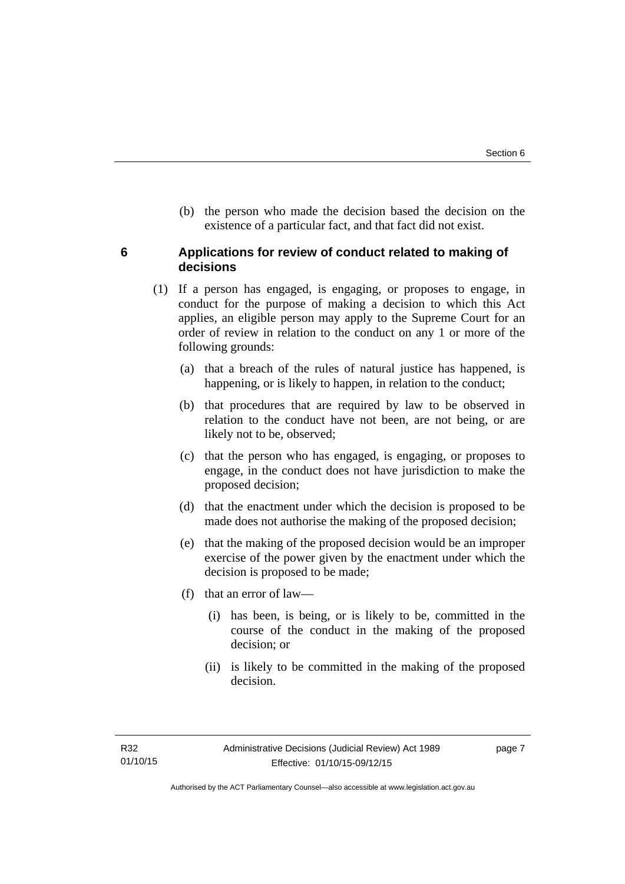(b) the person who made the decision based the decision on the existence of a particular fact, and that fact did not exist.

### 6 Applications for review of conduct related to making of decisions

(1) If a person has engaged, is engaging, or proposes to engage, in conduct for the purpose of making a decision to which this Act applies, an eligible person may apply to the Supreme Court for an order of review in relation to the conduct on any 1 or more of the following grounds:

(a) that a breach of the rules of natural justice has happened, is happening, or is likely to happen, in relation to the conduct;

(b) that procedures that are required by law to be observed in relation to the conduct have not been, are not being, or are likely not to be, observed;

(c) that the person who has engaged, is engaging, or proposes to engage, in the conduct does not have jurisdiction to make the proposed decision;

(d) that the enactment under which the decision is proposed to be made does not authorise the making of the proposed decision;

(e) that the making of the proposed decision would be an improper exercise of the power given by the enactment under which the decision is proposed to be made;

(f) that an error of law—

(i) has been, is being, or is likely to be, committed in the course of the conduct in the making of the proposed decision; or

(ii) is likely to be committed in the making of the proposed decision.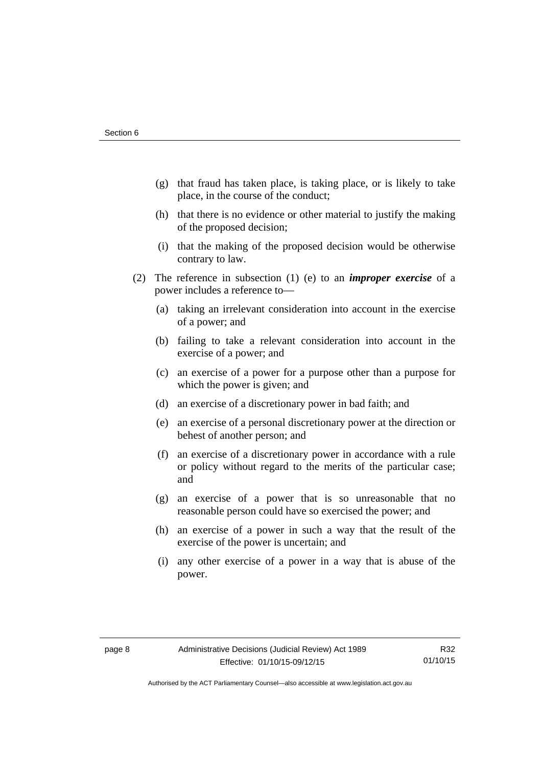(g) that fraud has taken place, is taking place, or is likely to take place, in the course of the conduct;

(h) that there is no evidence or other material to justify the making of the proposed decision;

(i) that the making of the proposed decision would be otherwise contrary to law.

(2) The reference in subsection (1) (e) to an ***improper exercise*** of a power includes a reference to—

(a) taking an irrelevant consideration into account in the exercise of a power; and

(b) failing to take a relevant consideration into account in the exercise of a power; and

(c) an exercise of a power for a purpose other than a purpose for which the power is given; and

(d) an exercise of a discretionary power in bad faith; and

(e) an exercise of a personal discretionary power at the direction or behest of another person; and

(f) an exercise of a discretionary power in accordance with a rule or policy without regard to the merits of the particular case; and

(g) an exercise of a power that is so unreasonable that no reasonable person could have so exercised the power; and

(h) an exercise of a power in such a way that the result of the exercise of the power is uncertain; and

(i) any other exercise of a power in a way that is abuse of the power.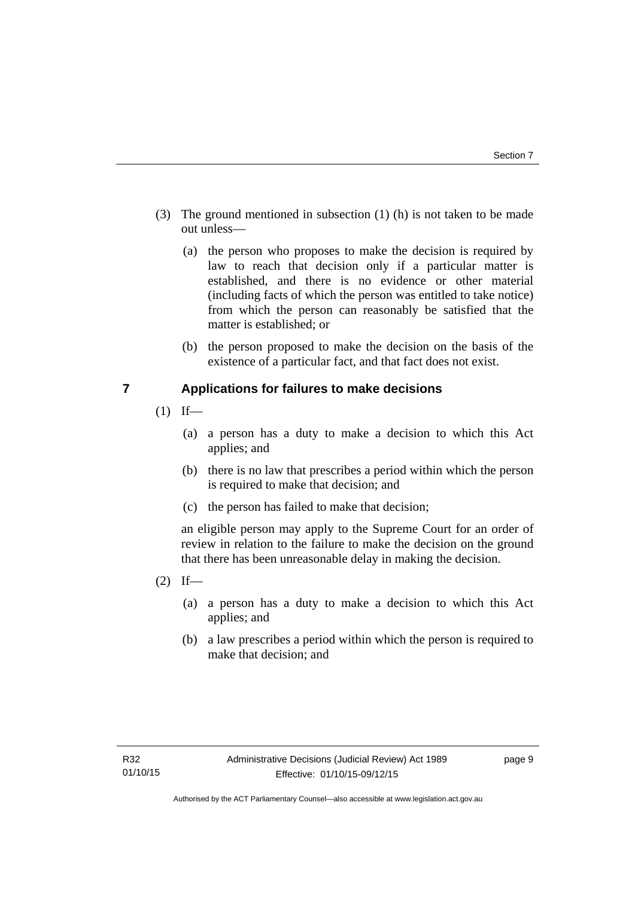(3) The ground mentioned in subsection (1) (h) is not taken to be made out unless—

(a) the person who proposes to make the decision is required by law to reach that decision only if a particular matter is established, and there is no evidence or other material (including facts of which the person was entitled to take notice) from which the person can reasonably be satisfied that the matter is established; or

(b) the person proposed to make the decision on the basis of the existence of a particular fact, and that fact does not exist.

## 7 Applications for failures to make decisions

(1) If—

(a) a person has a duty to make a decision to which this Act applies; and

(b) there is no law that prescribes a period within which the person is required to make that decision; and

(c) the person has failed to make that decision;

an eligible person may apply to the Supreme Court for an order of review in relation to the failure to make the decision on the ground that there has been unreasonable delay in making the decision.

(2) If—

(a) a person has a duty to make a decision to which this Act applies; and

(b) a law prescribes a period within which the person is required to make that decision; and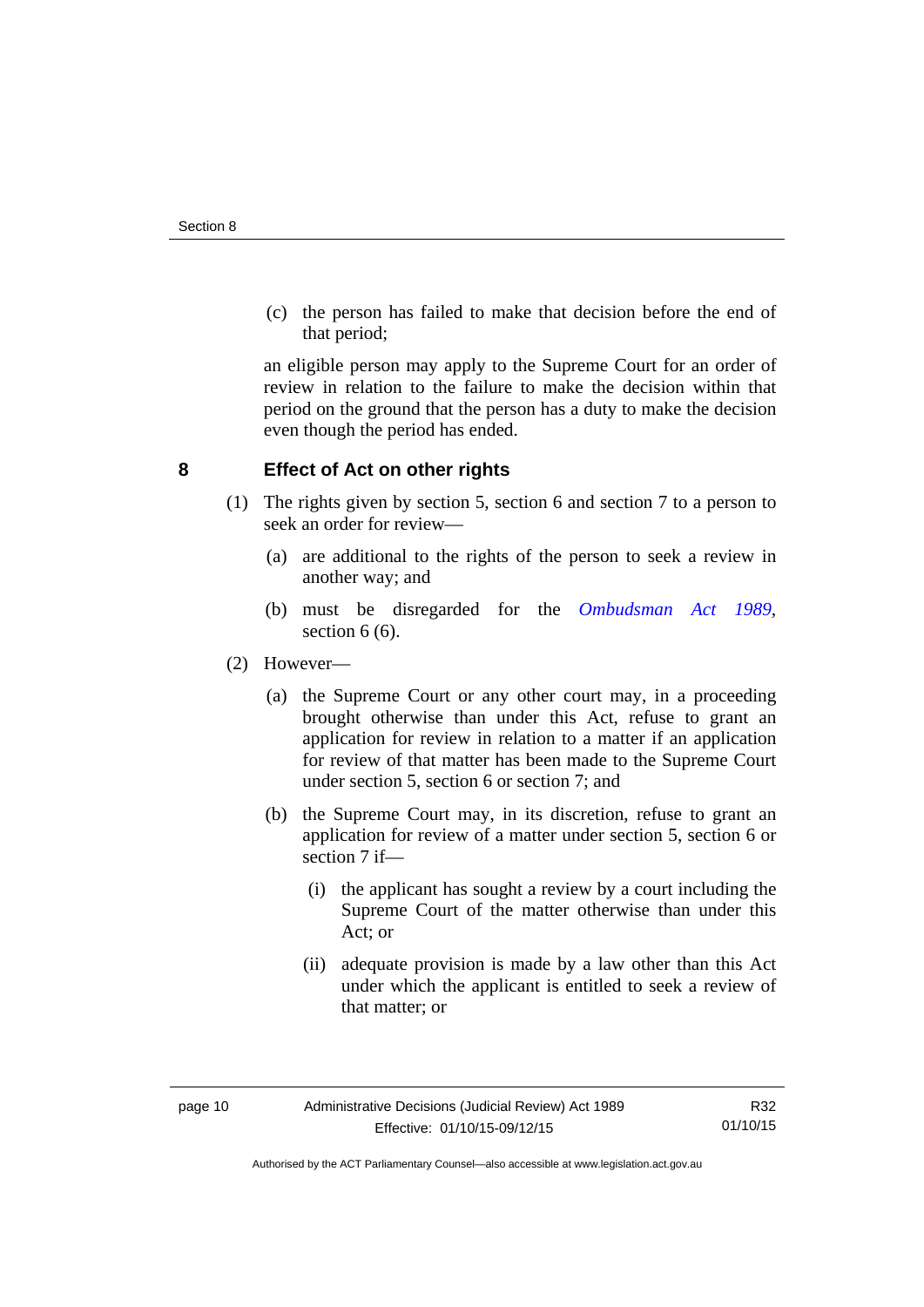(c) the person has failed to make that decision before the end of that period;

an eligible person may apply to the Supreme Court for an order of review in relation to the failure to make the decision within that period on the ground that the person has a duty to make the decision even though the period has ended.

## 8 Effect of Act on other rights

(1) The rights given by section 5, section 6 and section 7 to a person to seek an order for review—

(a) are additional to the rights of the person to seek a review in another way; and

(b) must be disregarded for the *Ombudsman Act 1989*, section 6 (6).

(2) However—

(a) the Supreme Court or any other court may, in a proceeding brought otherwise than under this Act, refuse to grant an application for review in relation to a matter if an application for review of that matter has been made to the Supreme Court under section 5, section 6 or section 7; and

(b) the Supreme Court may, in its discretion, refuse to grant an application for review of a matter under section 5, section 6 or section 7 if—

(i) the applicant has sought a review by a court including the Supreme Court of the matter otherwise than under this Act; or

(ii) adequate provision is made by a law other than this Act under which the applicant is entitled to seek a review of that matter; or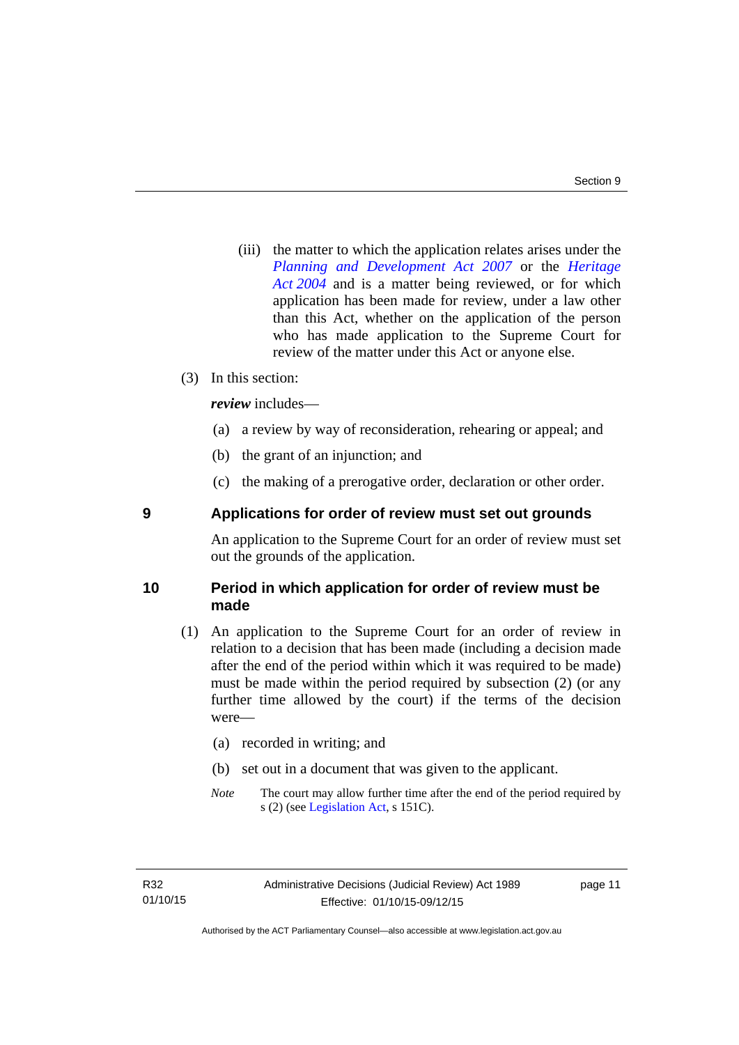(iii) the matter to which the application relates arises under the *Planning and Development Act 2007* or the *Heritage Act 2004* and is a matter being reviewed, or for which application has been made for review, under a law other than this Act, whether on the application of the person who has made application to the Supreme Court for review of the matter under this Act or anyone else.

(3) In this section:

***review*** includes—

(a) a review by way of reconsideration, rehearing or appeal; and

(b) the grant of an injunction; and

(c) the making of a prerogative order, declaration or other order.

## 9 Applications for order of review must set out grounds

An application to the Supreme Court for an order of review must set out the grounds of the application.

## 10 Period in which application for order of review must be made

(1) An application to the Supreme Court for an order of review in relation to a decision that has been made (including a decision made after the end of the period within which it was required to be made) must be made within the period required by subsection (2) (or any further time allowed by the court) if the terms of the decision were—

(a) recorded in writing; and

(b) set out in a document that was given to the applicant.

*Note* The court may allow further time after the end of the period required by s (2) (see Legislation Act, s 151C).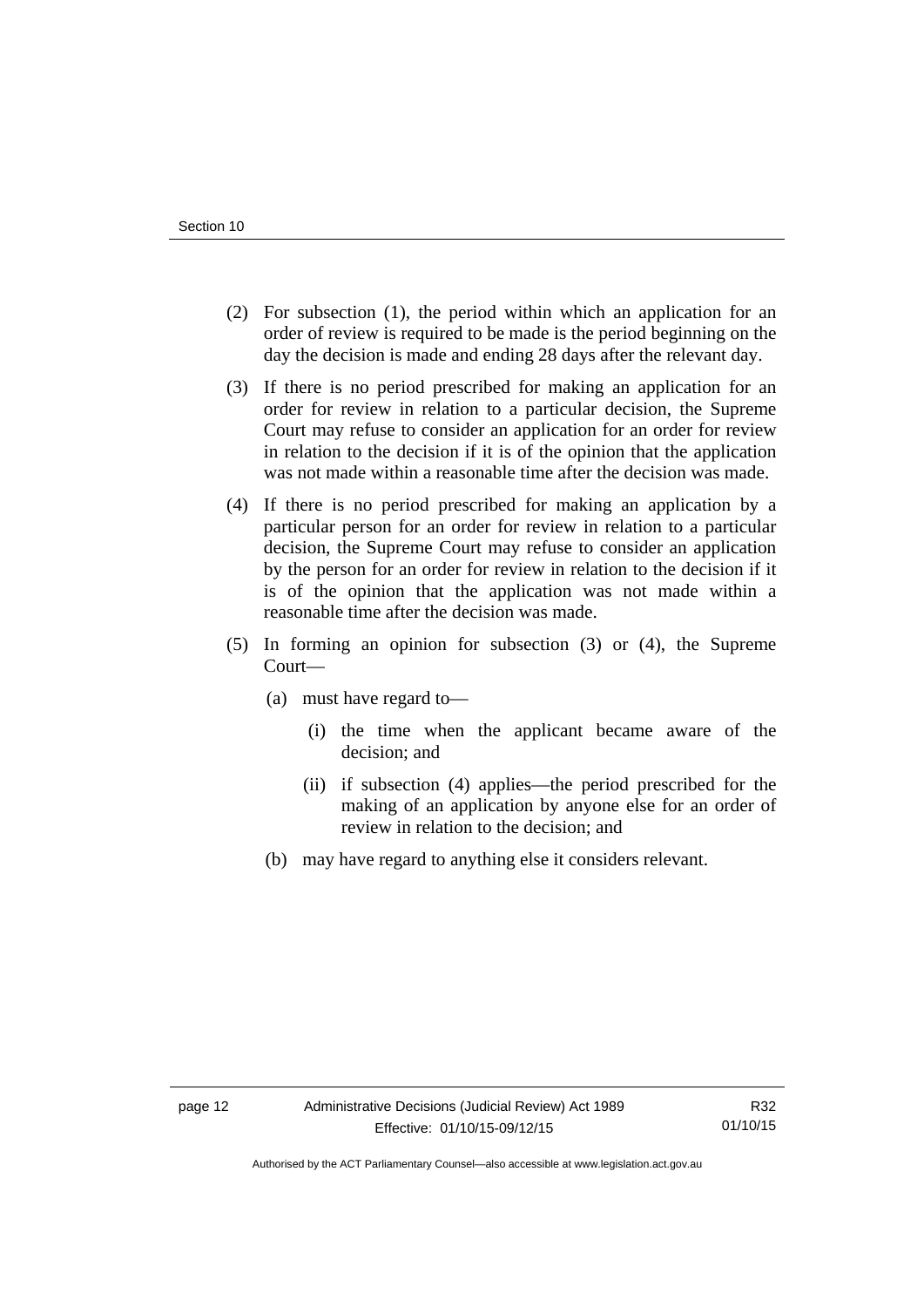(2) For subsection (1), the period within which an application for an order of review is required to be made is the period beginning on the day the decision is made and ending 28 days after the relevant day.

(3) If there is no period prescribed for making an application for an order for review in relation to a particular decision, the Supreme Court may refuse to consider an application for an order for review in relation to the decision if it is of the opinion that the application was not made within a reasonable time after the decision was made.

(4) If there is no period prescribed for making an application by a particular person for an order for review in relation to a particular decision, the Supreme Court may refuse to consider an application by the person for an order for review in relation to the decision if it is of the opinion that the application was not made within a reasonable time after the decision was made.

(5) In forming an opinion for subsection (3) or (4), the Supreme Court—

- (a) must have regard to—
  - (i) the time when the applicant became aware of the decision; and
  - (ii) if subsection (4) applies—the period prescribed for the making of an application by anyone else for an order of review in relation to the decision; and
- (b) may have regard to anything else it considers relevant.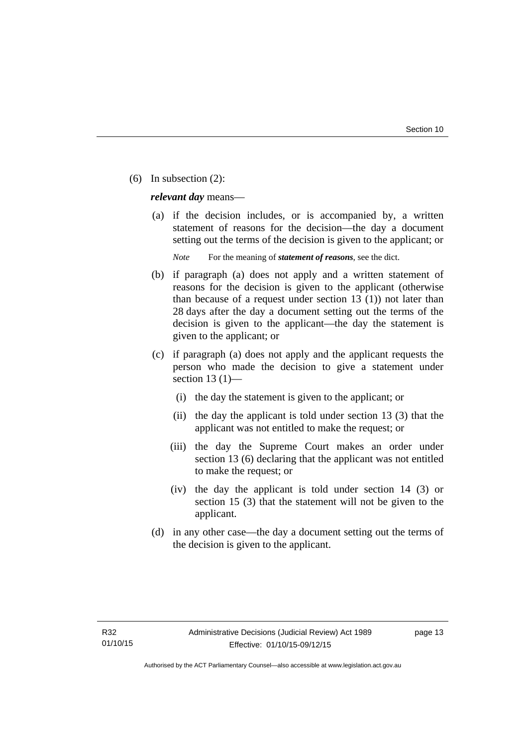(6) In subsection (2):

***relevant day*** means—

(a) if the decision includes, or is accompanied by, a written statement of reasons for the decision—the day a document setting out the terms of the decision is given to the applicant; or

*Note* For the meaning of ***statement of reasons***, see the dict.

(b) if paragraph (a) does not apply and a written statement of reasons for the decision is given to the applicant (otherwise than because of a request under section 13 (1)) not later than 28 days after the day a document setting out the terms of the decision is given to the applicant—the day the statement is given to the applicant; or

(c) if paragraph (a) does not apply and the applicant requests the person who made the decision to give a statement under section 13 (1)—

(i) the day the statement is given to the applicant; or

(ii) the day the applicant is told under section 13 (3) that the applicant was not entitled to make the request; or

(iii) the day the Supreme Court makes an order under section 13 (6) declaring that the applicant was not entitled to make the request; or

(iv) the day the applicant is told under section 14 (3) or section 15 (3) that the statement will not be given to the applicant.

(d) in any other case—the day a document setting out the terms of the decision is given to the applicant.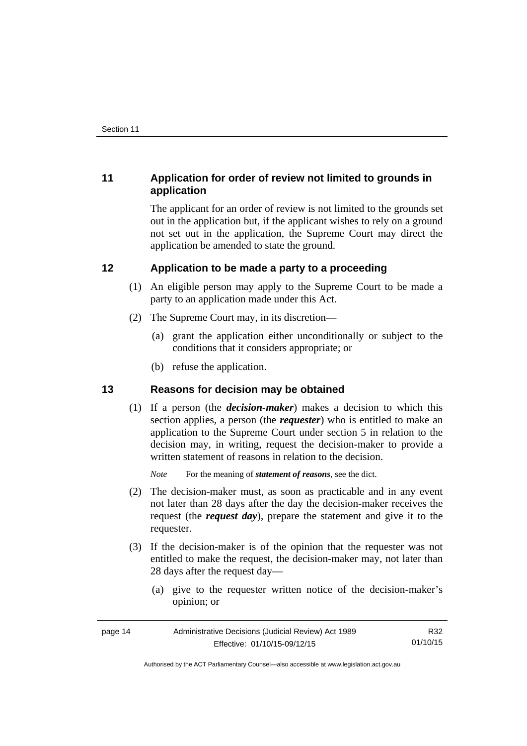## 11 Application for order of review not limited to grounds in application

The applicant for an order of review is not limited to the grounds set out in the application but, if the applicant wishes to rely on a ground not set out in the application, the Supreme Court may direct the application be amended to state the ground.

## 12 Application to be made a party to a proceeding

(1) An eligible person may apply to the Supreme Court to be made a party to an application made under this Act.

(2) The Supreme Court may, in its discretion—

(a) grant the application either unconditionally or subject to the conditions that it considers appropriate; or

(b) refuse the application.

## 13 Reasons for decision may be obtained

(1) If a person (the ***decision-maker***) makes a decision to which this section applies, a person (the ***requester***) who is entitled to make an application to the Supreme Court under section 5 in relation to the decision may, in writing, request the decision-maker to provide a written statement of reasons in relation to the decision.

*Note* For the meaning of ***statement of reasons***, see the dict.

(2) The decision-maker must, as soon as practicable and in any event not later than 28 days after the day the decision-maker receives the request (the ***request day***), prepare the statement and give it to the requester.

(3) If the decision-maker is of the opinion that the requester was not entitled to make the request, the decision-maker may, not later than 28 days after the request day—

(a) give to the requester written notice of the decision-maker's opinion; or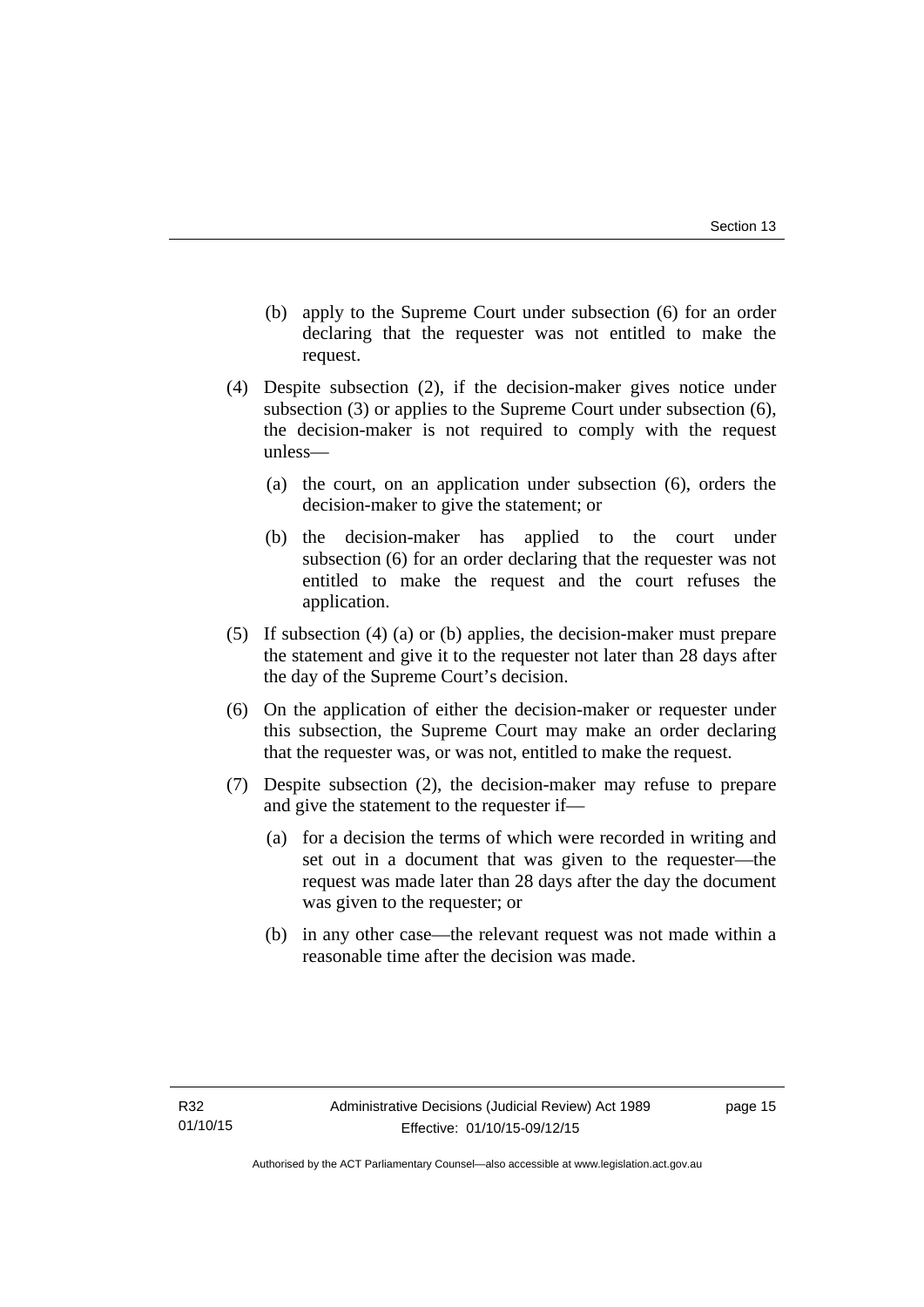(b) apply to the Supreme Court under subsection (6) for an order declaring that the requester was not entitled to make the request.

(4) Despite subsection (2), if the decision-maker gives notice under subsection (3) or applies to the Supreme Court under subsection (6), the decision-maker is not required to comply with the request unless—

(a) the court, on an application under subsection (6), orders the decision-maker to give the statement; or

(b) the decision-maker has applied to the court under subsection (6) for an order declaring that the requester was not entitled to make the request and the court refuses the application.

(5) If subsection (4) (a) or (b) applies, the decision-maker must prepare the statement and give it to the requester not later than 28 days after the day of the Supreme Court's decision.

(6) On the application of either the decision-maker or requester under this subsection, the Supreme Court may make an order declaring that the requester was, or was not, entitled to make the request.

(7) Despite subsection (2), the decision-maker may refuse to prepare and give the statement to the requester if—

(a) for a decision the terms of which were recorded in writing and set out in a document that was given to the requester—the request was made later than 28 days after the day the document was given to the requester; or

(b) in any other case—the relevant request was not made within a reasonable time after the decision was made.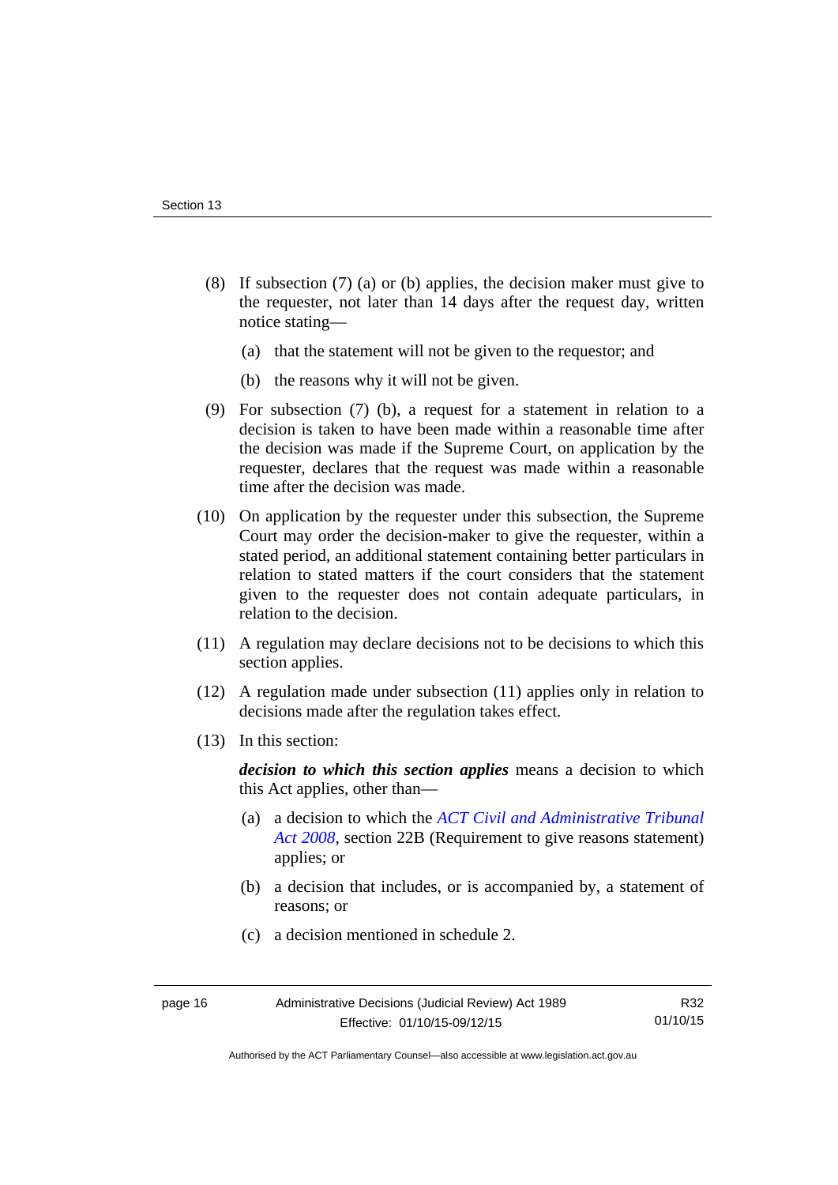(8) If subsection (7) (a) or (b) applies, the decision maker must give to the requester, not later than 14 days after the request day, written notice stating—

   (a) that the statement will not be given to the requestor; and

   (b) the reasons why it will not be given.

(9) For subsection (7) (b), a request for a statement in relation to a decision is taken to have been made within a reasonable time after the decision was made if the Supreme Court, on application by the requester, declares that the request was made within a reasonable time after the decision was made.

(10) On application by the requester under this subsection, the Supreme Court may order the decision-maker to give the requester, within a stated period, an additional statement containing better particulars in relation to stated matters if the court considers that the statement given to the requester does not contain adequate particulars, in relation to the decision.

(11) A regulation may declare decisions not to be decisions to which this section applies.

(12) A regulation made under subsection (11) applies only in relation to decisions made after the regulation takes effect.

(13) In this section:

***decision to which this section applies*** means a decision to which this Act applies, other than—

   (a) a decision to which the *ACT Civil and Administrative Tribunal Act 2008*, section 22B (Requirement to give reasons statement) applies; or

   (b) a decision that includes, or is accompanied by, a statement of reasons; or

   (c) a decision mentioned in schedule 2.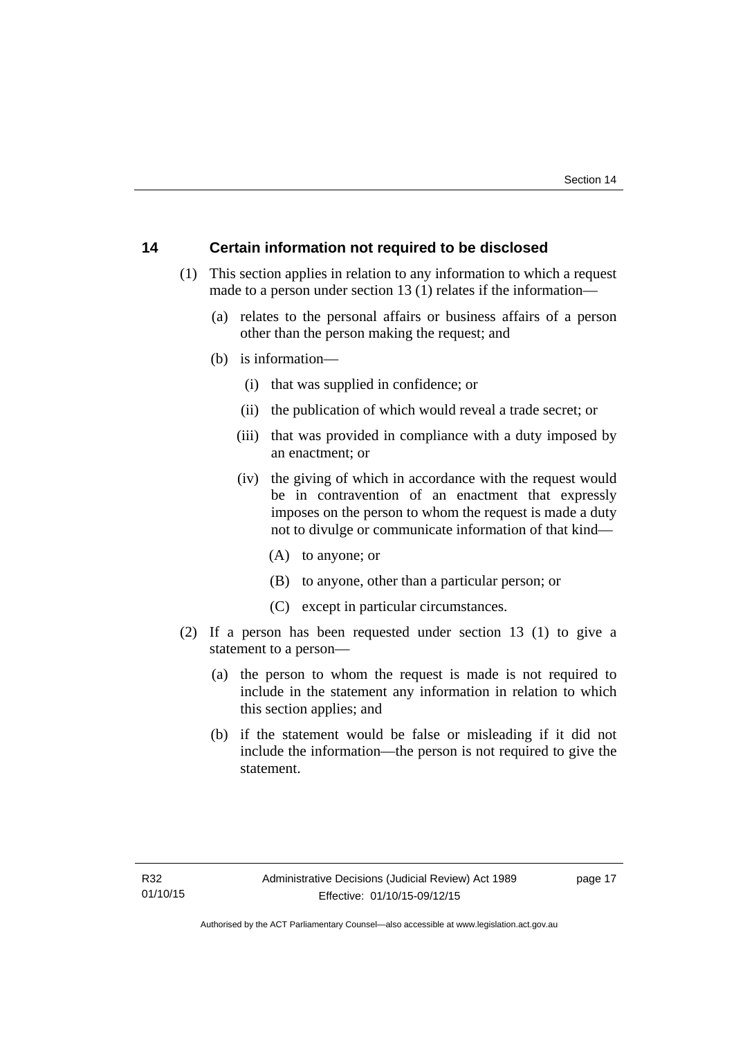## 14 Certain information not required to be disclosed

(1) This section applies in relation to any information to which a request made to a person under section 13 (1) relates if the information—

(a) relates to the personal affairs or business affairs of a person other than the person making the request; and

(b) is information—

(i) that was supplied in confidence; or

(ii) the publication of which would reveal a trade secret; or

(iii) that was provided in compliance with a duty imposed by an enactment; or

(iv) the giving of which in accordance with the request would be in contravention of an enactment that expressly imposes on the person to whom the request is made a duty not to divulge or communicate information of that kind—

(A) to anyone; or

(B) to anyone, other than a particular person; or

(C) except in particular circumstances.

(2) If a person has been requested under section 13 (1) to give a statement to a person—

(a) the person to whom the request is made is not required to include in the statement any information in relation to which this section applies; and

(b) if the statement would be false or misleading if it did not include the information—the person is not required to give the statement.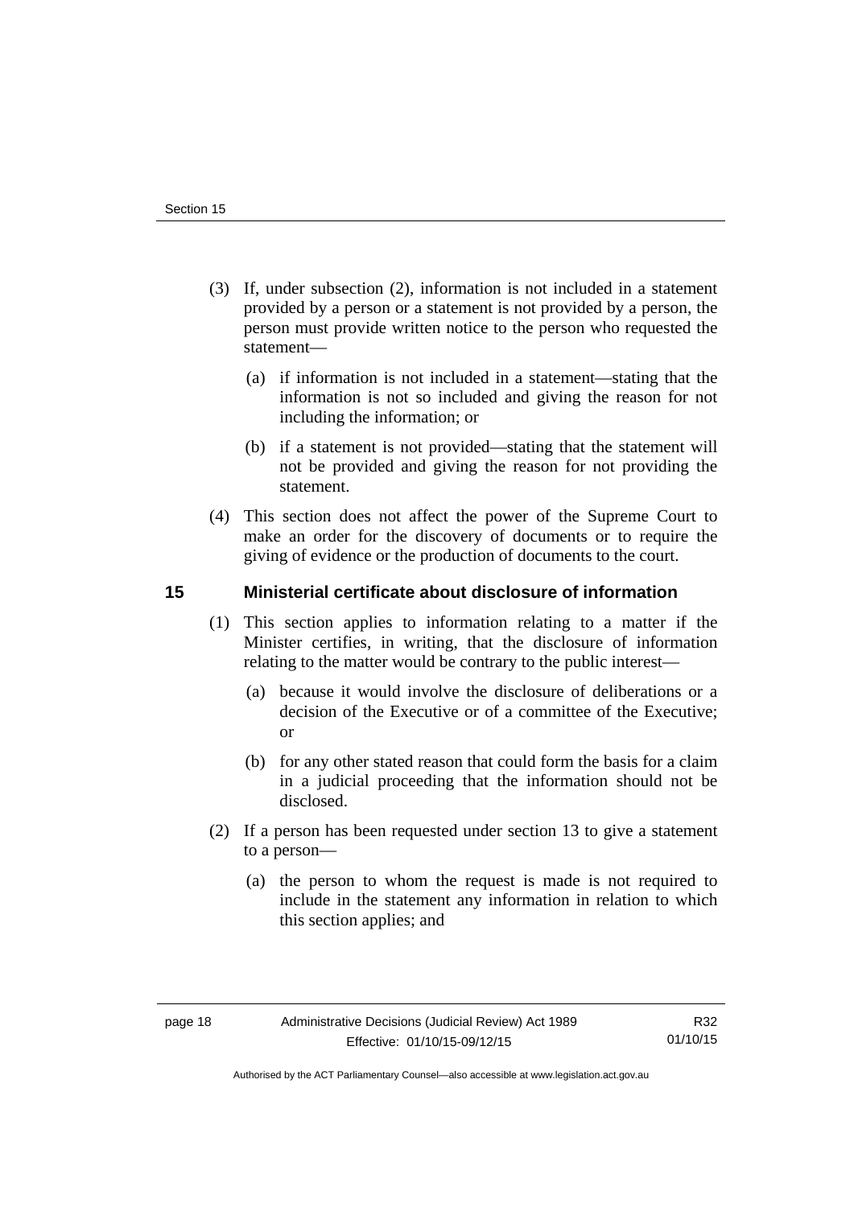(3) If, under subsection (2), information is not included in a statement provided by a person or a statement is not provided by a person, the person must provide written notice to the person who requested the statement—

(a) if information is not included in a statement—stating that the information is not so included and giving the reason for not including the information; or

(b) if a statement is not provided—stating that the statement will not be provided and giving the reason for not providing the statement.

(4) This section does not affect the power of the Supreme Court to make an order for the discovery of documents or to require the giving of evidence or the production of documents to the court.

## 15 Ministerial certificate about disclosure of information

(1) This section applies to information relating to a matter if the Minister certifies, in writing, that the disclosure of information relating to the matter would be contrary to the public interest—

(a) because it would involve the disclosure of deliberations or a decision of the Executive or of a committee of the Executive; or

(b) for any other stated reason that could form the basis for a claim in a judicial proceeding that the information should not be disclosed.

(2) If a person has been requested under section 13 to give a statement to a person—

(a) the person to whom the request is made is not required to include in the statement any information in relation to which this section applies; and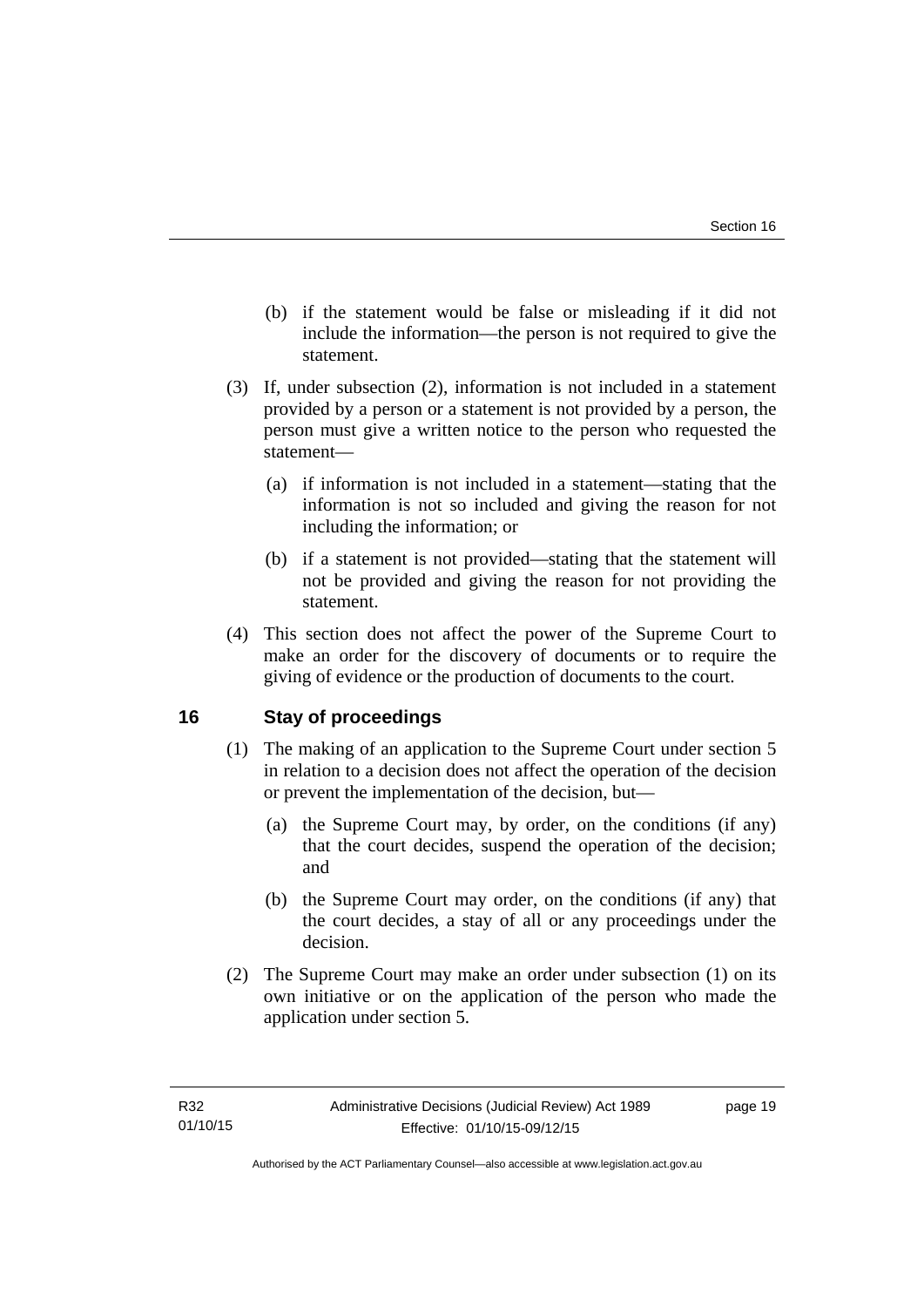(b) if the statement would be false or misleading if it did not include the information—the person is not required to give the statement.

(3) If, under subsection (2), information is not included in a statement provided by a person or a statement is not provided by a person, the person must give a written notice to the person who requested the statement—

(a) if information is not included in a statement—stating that the information is not so included and giving the reason for not including the information; or

(b) if a statement is not provided—stating that the statement will not be provided and giving the reason for not providing the statement.

(4) This section does not affect the power of the Supreme Court to make an order for the discovery of documents or to require the giving of evidence or the production of documents to the court.

## 16 Stay of proceedings

(1) The making of an application to the Supreme Court under section 5 in relation to a decision does not affect the operation of the decision or prevent the implementation of the decision, but—

(a) the Supreme Court may, by order, on the conditions (if any) that the court decides, suspend the operation of the decision; and

(b) the Supreme Court may order, on the conditions (if any) that the court decides, a stay of all or any proceedings under the decision.

(2) The Supreme Court may make an order under subsection (1) on its own initiative or on the application of the person who made the application under section 5.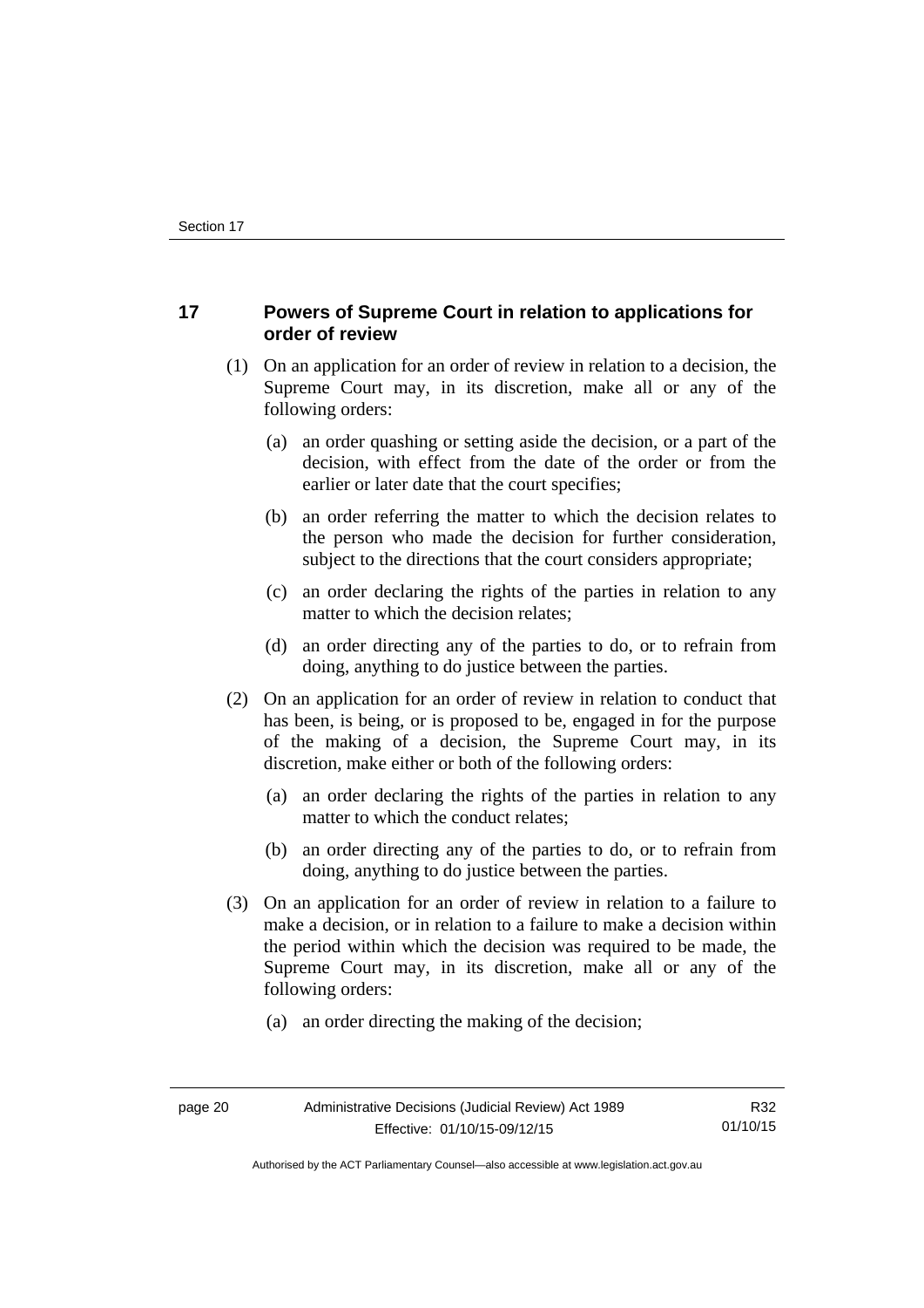## 17 Powers of Supreme Court in relation to applications for order of review

(1) On an application for an order of review in relation to a decision, the Supreme Court may, in its discretion, make all or any of the following orders:

(a) an order quashing or setting aside the decision, or a part of the decision, with effect from the date of the order or from the earlier or later date that the court specifies;

(b) an order referring the matter to which the decision relates to the person who made the decision for further consideration, subject to the directions that the court considers appropriate;

(c) an order declaring the rights of the parties in relation to any matter to which the decision relates;

(d) an order directing any of the parties to do, or to refrain from doing, anything to do justice between the parties.

(2) On an application for an order of review in relation to conduct that has been, is being, or is proposed to be, engaged in for the purpose of the making of a decision, the Supreme Court may, in its discretion, make either or both of the following orders:

(a) an order declaring the rights of the parties in relation to any matter to which the conduct relates;

(b) an order directing any of the parties to do, or to refrain from doing, anything to do justice between the parties.

(3) On an application for an order of review in relation to a failure to make a decision, or in relation to a failure to make a decision within the period within which the decision was required to be made, the Supreme Court may, in its discretion, make all or any of the following orders:

(a) an order directing the making of the decision;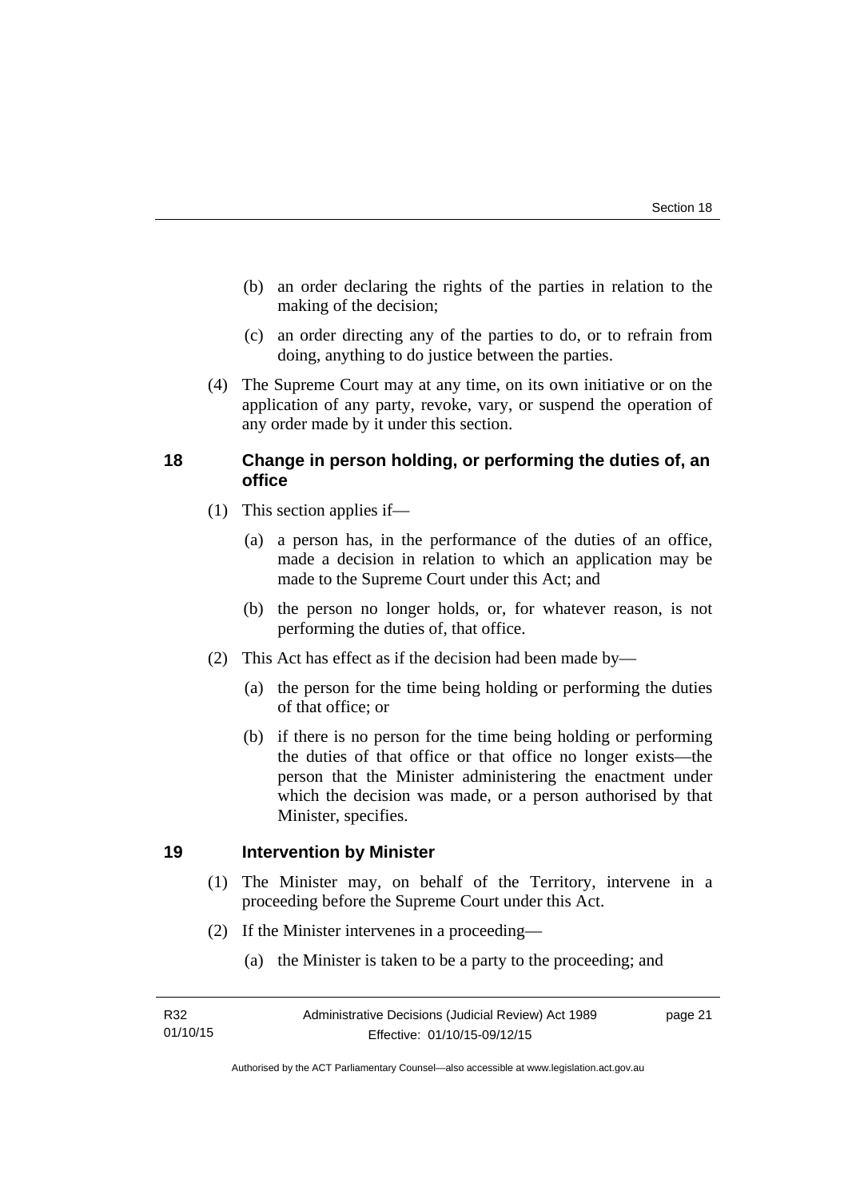(b) an order declaring the rights of the parties in relation to the making of the decision;

(c) an order directing any of the parties to do, or to refrain from doing, anything to do justice between the parties.

(4) The Supreme Court may at any time, on its own initiative or on the application of any party, revoke, vary, or suspend the operation of any order made by it under this section.

## 18 Change in person holding, or performing the duties of, an office

(1) This section applies if—

(a) a person has, in the performance of the duties of an office, made a decision in relation to which an application may be made to the Supreme Court under this Act; and

(b) the person no longer holds, or, for whatever reason, is not performing the duties of, that office.

(2) This Act has effect as if the decision had been made by—

(a) the person for the time being holding or performing the duties of that office; or

(b) if there is no person for the time being holding or performing the duties of that office or that office no longer exists—the person that the Minister administering the enactment under which the decision was made, or a person authorised by that Minister, specifies.

## 19 Intervention by Minister

(1) The Minister may, on behalf of the Territory, intervene in a proceeding before the Supreme Court under this Act.

(2) If the Minister intervenes in a proceeding—

(a) the Minister is taken to be a party to the proceeding; and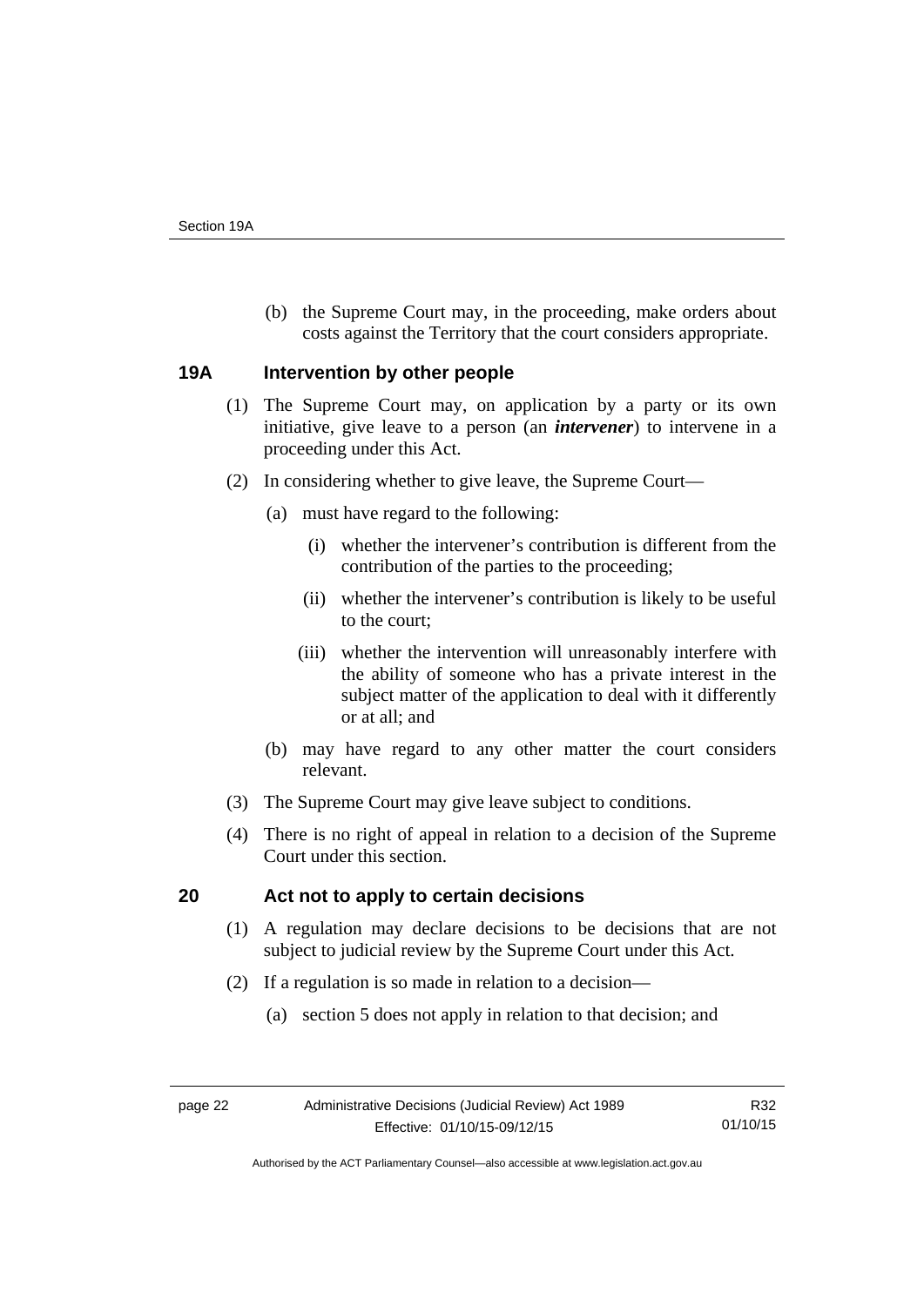(b) the Supreme Court may, in the proceeding, make orders about costs against the Territory that the court considers appropriate.

## 19A Intervention by other people

(1) The Supreme Court may, on application by a party or its own initiative, give leave to a person (an ***intervener***) to intervene in a proceeding under this Act.

(2) In considering whether to give leave, the Supreme Court—

(a) must have regard to the following:

(i) whether the intervener's contribution is different from the contribution of the parties to the proceeding;

(ii) whether the intervener's contribution is likely to be useful to the court;

(iii) whether the intervention will unreasonably interfere with the ability of someone who has a private interest in the subject matter of the application to deal with it differently or at all; and

(b) may have regard to any other matter the court considers relevant.

(3) The Supreme Court may give leave subject to conditions.

(4) There is no right of appeal in relation to a decision of the Supreme Court under this section.

## 20 Act not to apply to certain decisions

(1) A regulation may declare decisions to be decisions that are not subject to judicial review by the Supreme Court under this Act.

(2) If a regulation is so made in relation to a decision—

(a) section 5 does not apply in relation to that decision; and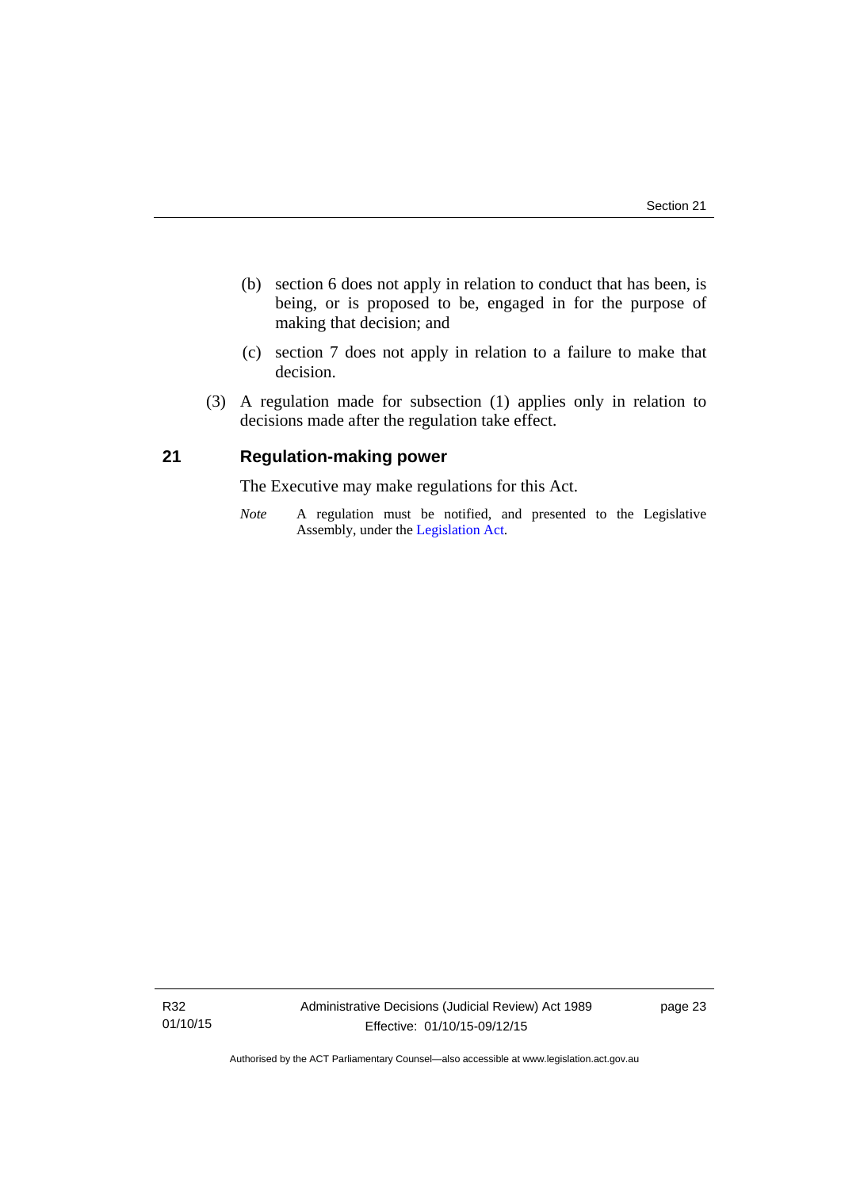(b) section 6 does not apply in relation to conduct that has been, is being, or is proposed to be, engaged in for the purpose of making that decision; and

(c) section 7 does not apply in relation to a failure to make that decision.

(3) A regulation made for subsection (1) applies only in relation to decisions made after the regulation take effect.

## 21 Regulation-making power

The Executive may make regulations for this Act.

*Note* A regulation must be notified, and presented to the Legislative Assembly, under the Legislation Act.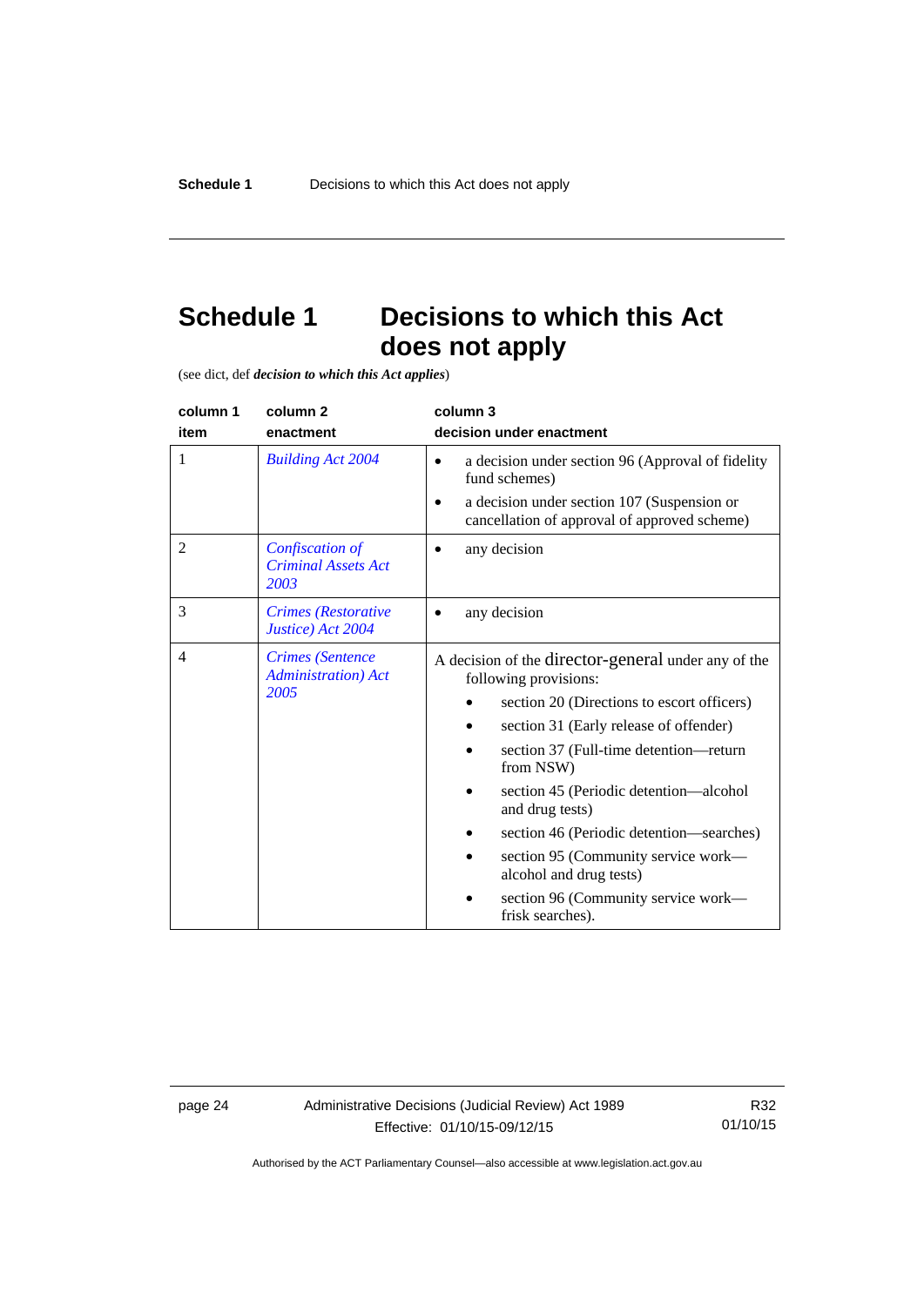# Schedule 1 Decisions to which this Act does not apply

(see dict, def ***decision to which this Act applies***)

| column 1<br>item | column 2<br>enactment | column 3<br>decision under enactment |
|---|---|---|
| 1 | *Building Act 2004* | • a decision under section 96 (Approval of fidelity fund schemes)<br>• a decision under section 107 (Suspension or cancellation of approval of approved scheme) |
| 2 | *Confiscation of Criminal Assets Act 2003* | • any decision |
| 3 | *Crimes (Restorative Justice) Act 2004* | • any decision |
| 4 | *Crimes (Sentence Administration) Act 2005* | A decision of the director-general under any of the following provisions:<br>• section 20 (Directions to escort officers)<br>• section 31 (Early release of offender)<br>• section 37 (Full-time detention—return from NSW)<br>• section 45 (Periodic detention—alcohol and drug tests)<br>• section 46 (Periodic detention—searches)<br>• section 95 (Community service work—alcohol and drug tests)<br>• section 96 (Community service work—frisk searches). |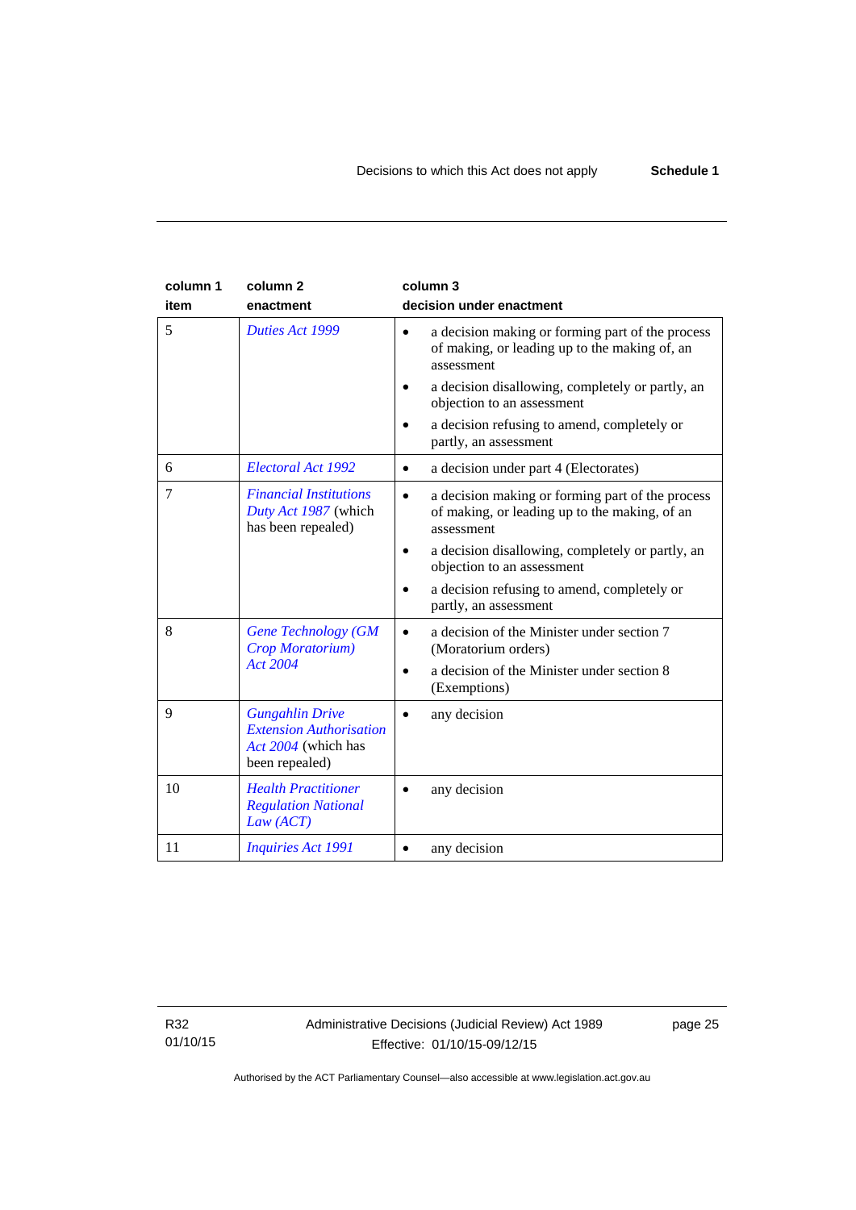| column 1 item | column 2 enactment | column 3 decision under enactment |
|---|---|---|
| 5 | *Duties Act 1999* | • a decision making or forming part of the process of making, or leading up to the making of, an assessment<br>• a decision disallowing, completely or partly, an objection to an assessment<br>• a decision refusing to amend, completely or partly, an assessment |
| 6 | *Electoral Act 1992* | • a decision under part 4 (Electorates) |
| 7 | *Financial Institutions Duty Act 1987* (which has been repealed) | • a decision making or forming part of the process of making, or leading up to the making, of an assessment<br>• a decision disallowing, completely or partly, an objection to an assessment<br>• a decision refusing to amend, completely or partly, an assessment |
| 8 | *Gene Technology (GM Crop Moratorium) Act 2004* | • a decision of the Minister under section 7 (Moratorium orders)<br>• a decision of the Minister under section 8 (Exemptions) |
| 9 | *Gungahlin Drive Extension Authorisation Act 2004* (which has been repealed) | • any decision |
| 10 | *Health Practitioner Regulation National Law (ACT)* | • any decision |
| 11 | *Inquiries Act 1991* | • any decision |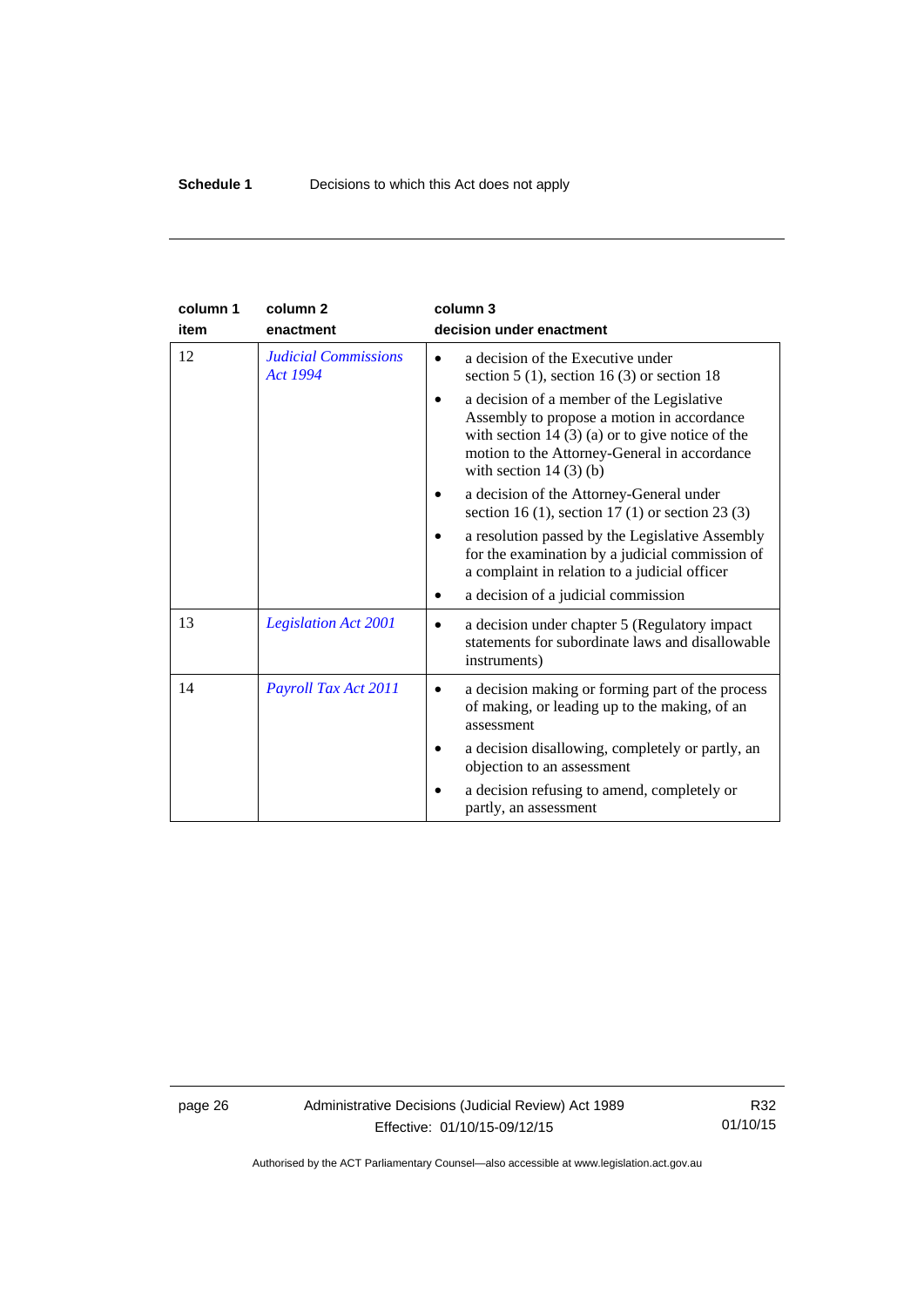| column 1<br>item | column 2<br>enactment | column 3<br>decision under enactment |
|---|---|---|
| 12 | *Judicial Commissions Act 1994* | • a decision of the Executive under section 5 (1), section 16 (3) or section 18<br>• a decision of a member of the Legislative Assembly to propose a motion in accordance with section 14 (3) (a) or to give notice of the motion to the Attorney-General in accordance with section 14 (3) (b)<br>• a decision of the Attorney-General under section 16 (1), section 17 (1) or section 23 (3)<br>• a resolution passed by the Legislative Assembly for the examination by a judicial commission of a complaint in relation to a judicial officer<br>• a decision of a judicial commission |
| 13 | *Legislation Act 2001* | • a decision under chapter 5 (Regulatory impact statements for subordinate laws and disallowable instruments) |
| 14 | *Payroll Tax Act 2011* | • a decision making or forming part of the process of making, or leading up to the making, of an assessment<br>• a decision disallowing, completely or partly, an objection to an assessment<br>• a decision refusing to amend, completely or partly, an assessment |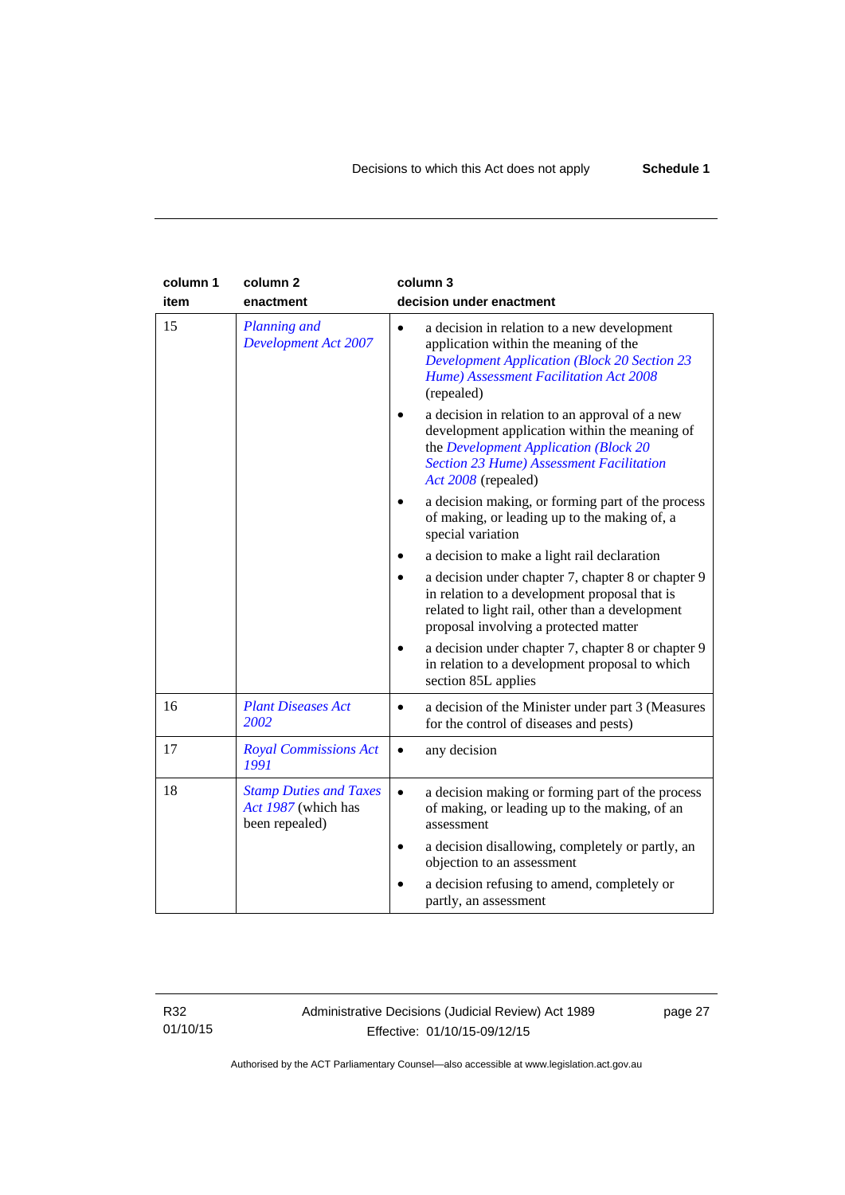| column 1 item | column 2 enactment | column 3 decision under enactment |
|---|---|---|
| 15 | *Planning and Development Act 2007* | • a decision in relation to a new development application within the meaning of the *Development Application (Block 20 Section 23 Hume) Assessment Facilitation Act 2008* (repealed)<br>• a decision in relation to an approval of a new development application within the meaning of the *Development Application (Block 20 Section 23 Hume) Assessment Facilitation Act 2008* (repealed)<br>• a decision making, or forming part of the process of making, or leading up to the making of, a special variation<br>• a decision to make a light rail declaration<br>• a decision under chapter 7, chapter 8 or chapter 9 in relation to a development proposal that is related to light rail, other than a development proposal involving a protected matter<br>• a decision under chapter 7, chapter 8 or chapter 9 in relation to a development proposal to which section 85L applies |
| 16 | *Plant Diseases Act 2002* | • a decision of the Minister under part 3 (Measures for the control of diseases and pests) |
| 17 | *Royal Commissions Act 1991* | • any decision |
| 18 | *Stamp Duties and Taxes Act 1987* (which has been repealed) | • a decision making or forming part of the process of making, or leading up to the making, of an assessment<br>• a decision disallowing, completely or partly, an objection to an assessment<br>• a decision refusing to amend, completely or partly, an assessment |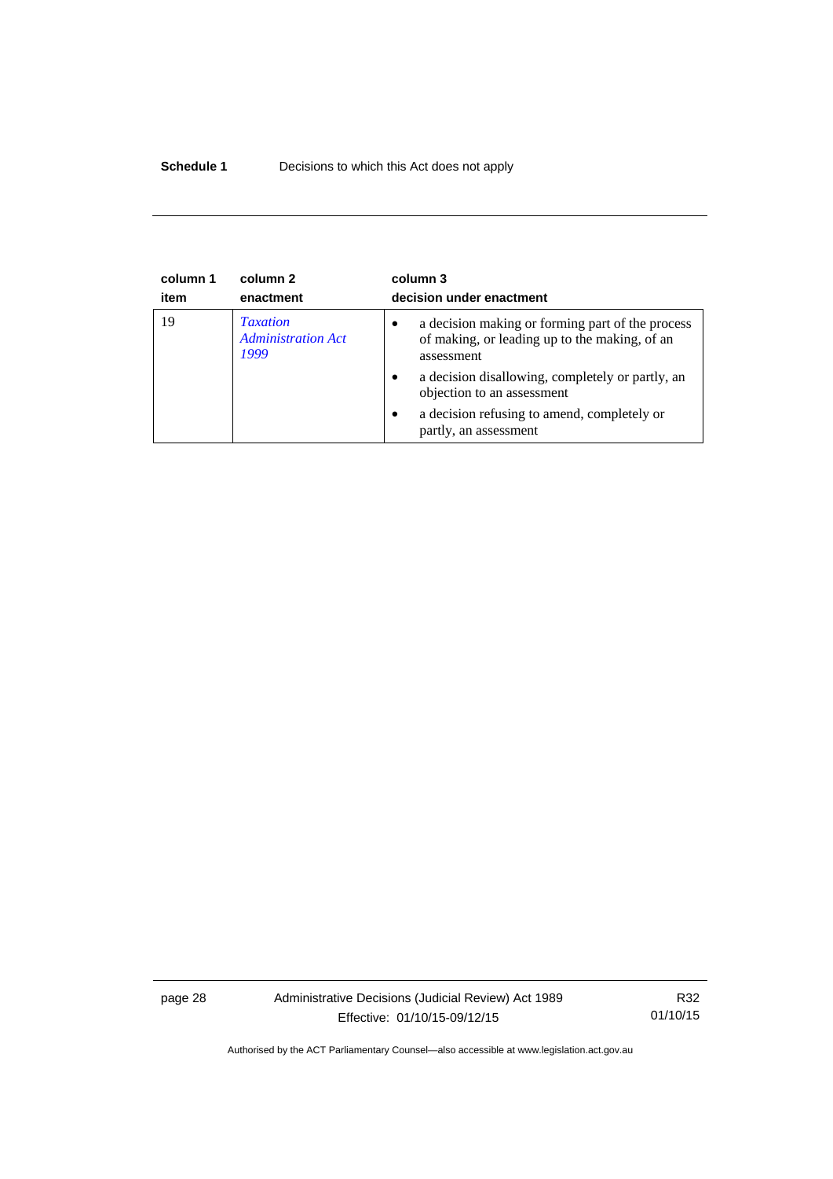| column 1<br>item | column 2<br>enactment | column 3<br>decision under enactment |
|---|---|---|
| 19 | *Taxation Administration Act 1999* | • a decision making or forming part of the process of making, or leading up to the making, of an assessment<br>• a decision disallowing, completely or partly, an objection to an assessment<br>• a decision refusing to amend, completely or partly, an assessment |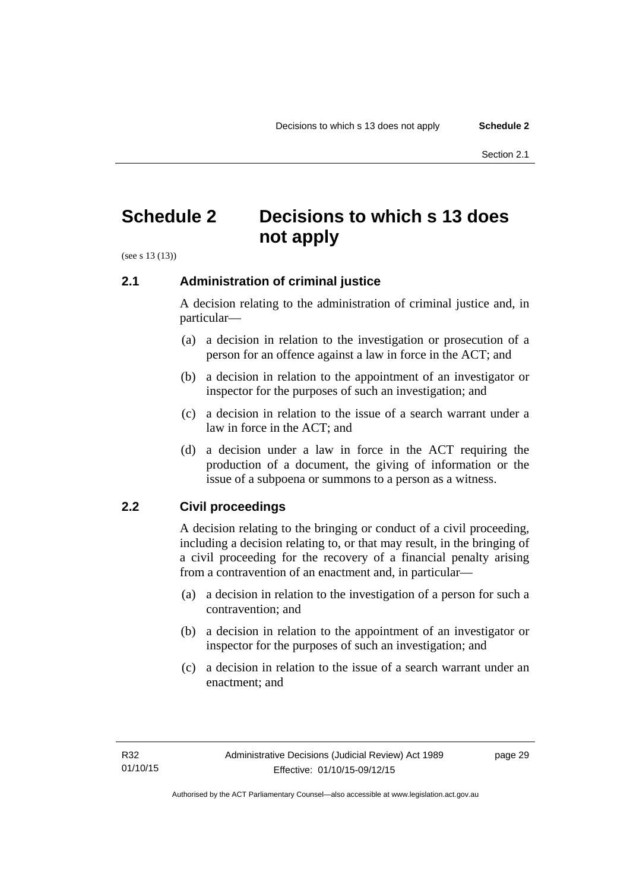# Schedule 2 Decisions to which s 13 does not apply

(see s 13 (13))

### 2.1 Administration of criminal justice

A decision relating to the administration of criminal justice and, in particular—

(a) a decision in relation to the investigation or prosecution of a person for an offence against a law in force in the ACT; and

(b) a decision in relation to the appointment of an investigator or inspector for the purposes of such an investigation; and

(c) a decision in relation to the issue of a search warrant under a law in force in the ACT; and

(d) a decision under a law in force in the ACT requiring the production of a document, the giving of information or the issue of a subpoena or summons to a person as a witness.

### 2.2 Civil proceedings

A decision relating to the bringing or conduct of a civil proceeding, including a decision relating to, or that may result, in the bringing of a civil proceeding for the recovery of a financial penalty arising from a contravention of an enactment and, in particular—

(a) a decision in relation to the investigation of a person for such a contravention; and

(b) a decision in relation to the appointment of an investigator or inspector for the purposes of such an investigation; and

(c) a decision in relation to the issue of a search warrant under an enactment; and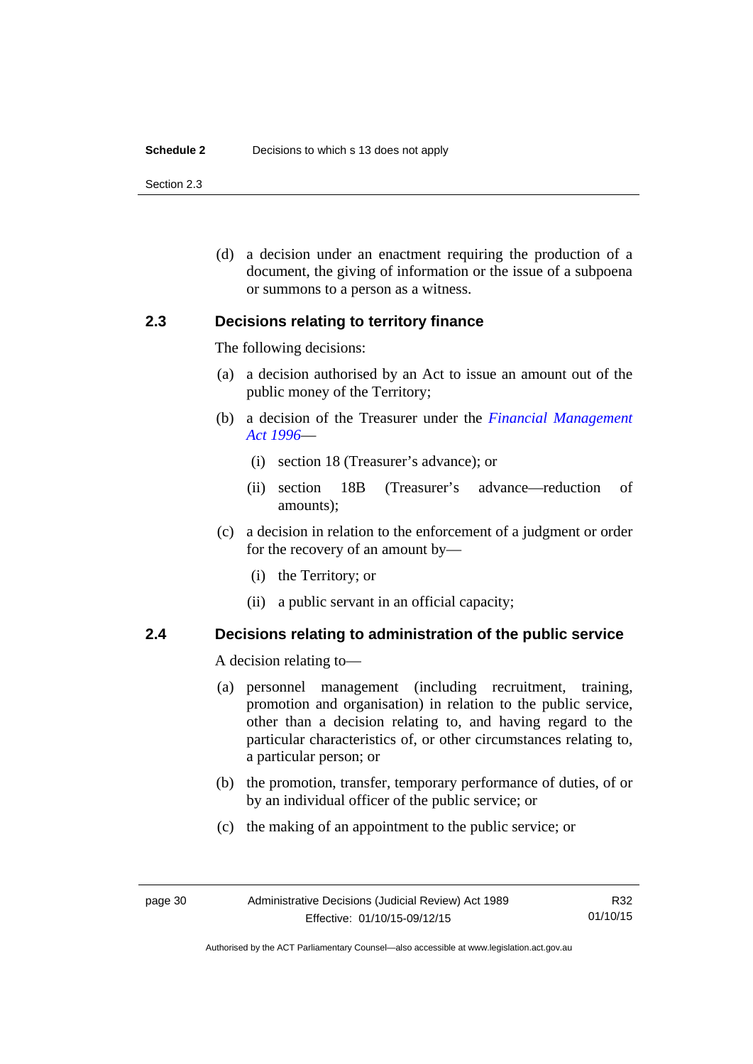(d) a decision under an enactment requiring the production of a document, the giving of information or the issue of a subpoena or summons to a person as a witness.

### 2.3 Decisions relating to territory finance

The following decisions:

(a) a decision authorised by an Act to issue an amount out of the public money of the Territory;

(b) a decision of the Treasurer under the *Financial Management Act 1996*—

  (i) section 18 (Treasurer's advance); or

  (ii) section 18B (Treasurer's advance—reduction of amounts);

(c) a decision in relation to the enforcement of a judgment or order for the recovery of an amount by—

  (i) the Territory; or

  (ii) a public servant in an official capacity;

### 2.4 Decisions relating to administration of the public service

A decision relating to—

(a) personnel management (including recruitment, training, promotion and organisation) in relation to the public service, other than a decision relating to, and having regard to the particular characteristics of, or other circumstances relating to, a particular person; or

(b) the promotion, transfer, temporary performance of duties, of or by an individual officer of the public service; or

(c) the making of an appointment to the public service; or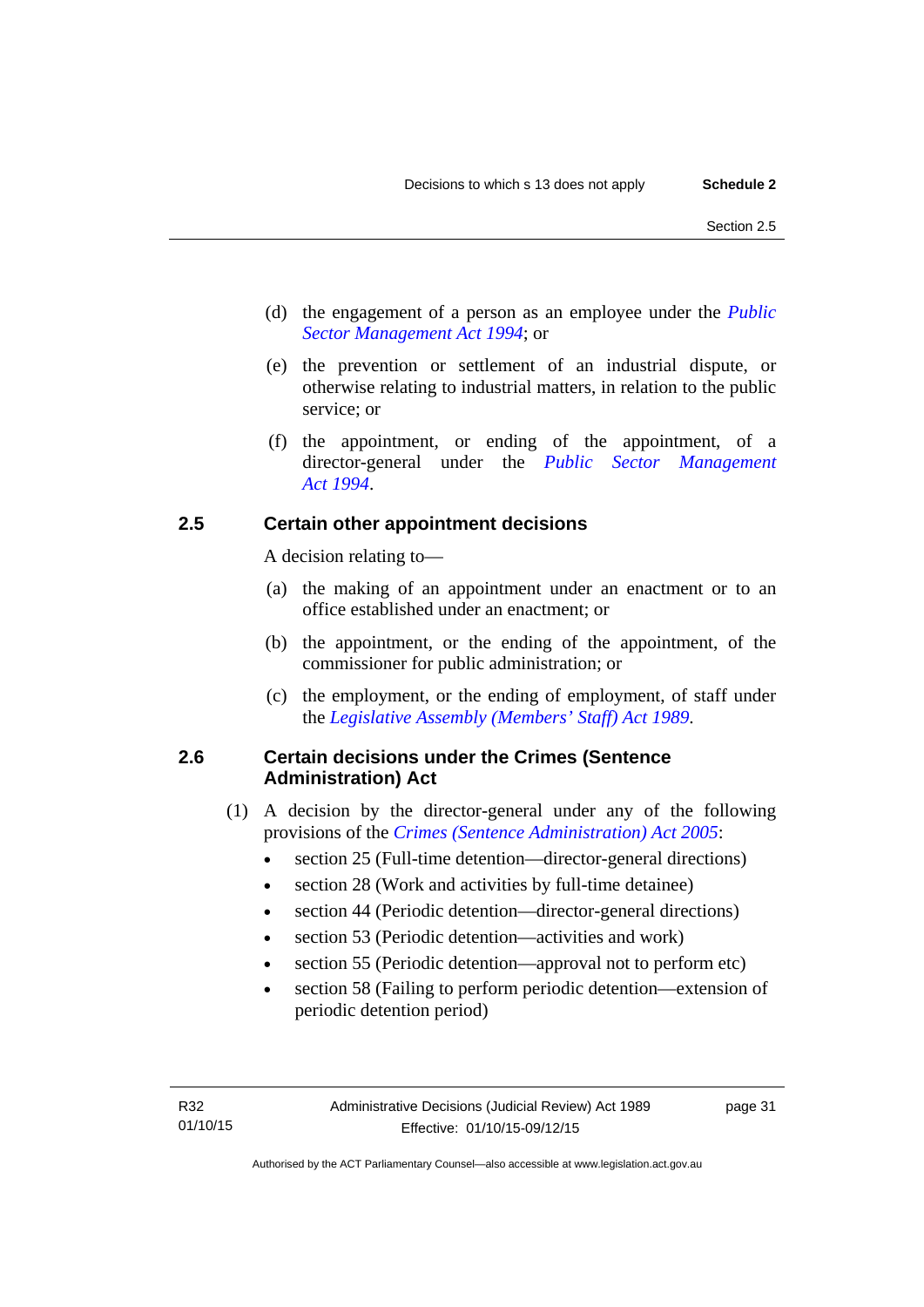(d) the engagement of a person as an employee under the *Public Sector Management Act 1994*; or

(e) the prevention or settlement of an industrial dispute, or otherwise relating to industrial matters, in relation to the public service; or

(f) the appointment, or ending of the appointment, of a director-general under the *Public Sector Management Act 1994*.

### 2.5 Certain other appointment decisions

A decision relating to—

(a) the making of an appointment under an enactment or to an office established under an enactment; or

(b) the appointment, or the ending of the appointment, of the commissioner for public administration; or

(c) the employment, or the ending of employment, of staff under the *Legislative Assembly (Members' Staff) Act 1989*.

### 2.6 Certain decisions under the Crimes (Sentence Administration) Act

(1) A decision by the director-general under any of the following provisions of the *Crimes (Sentence Administration) Act 2005*:

- section 25 (Full-time detention—director-general directions)
- section 28 (Work and activities by full-time detainee)
- section 44 (Periodic detention—director-general directions)
- section 53 (Periodic detention—activities and work)
- section 55 (Periodic detention—approval not to perform etc)
- section 58 (Failing to perform periodic detention—extension of periodic detention period)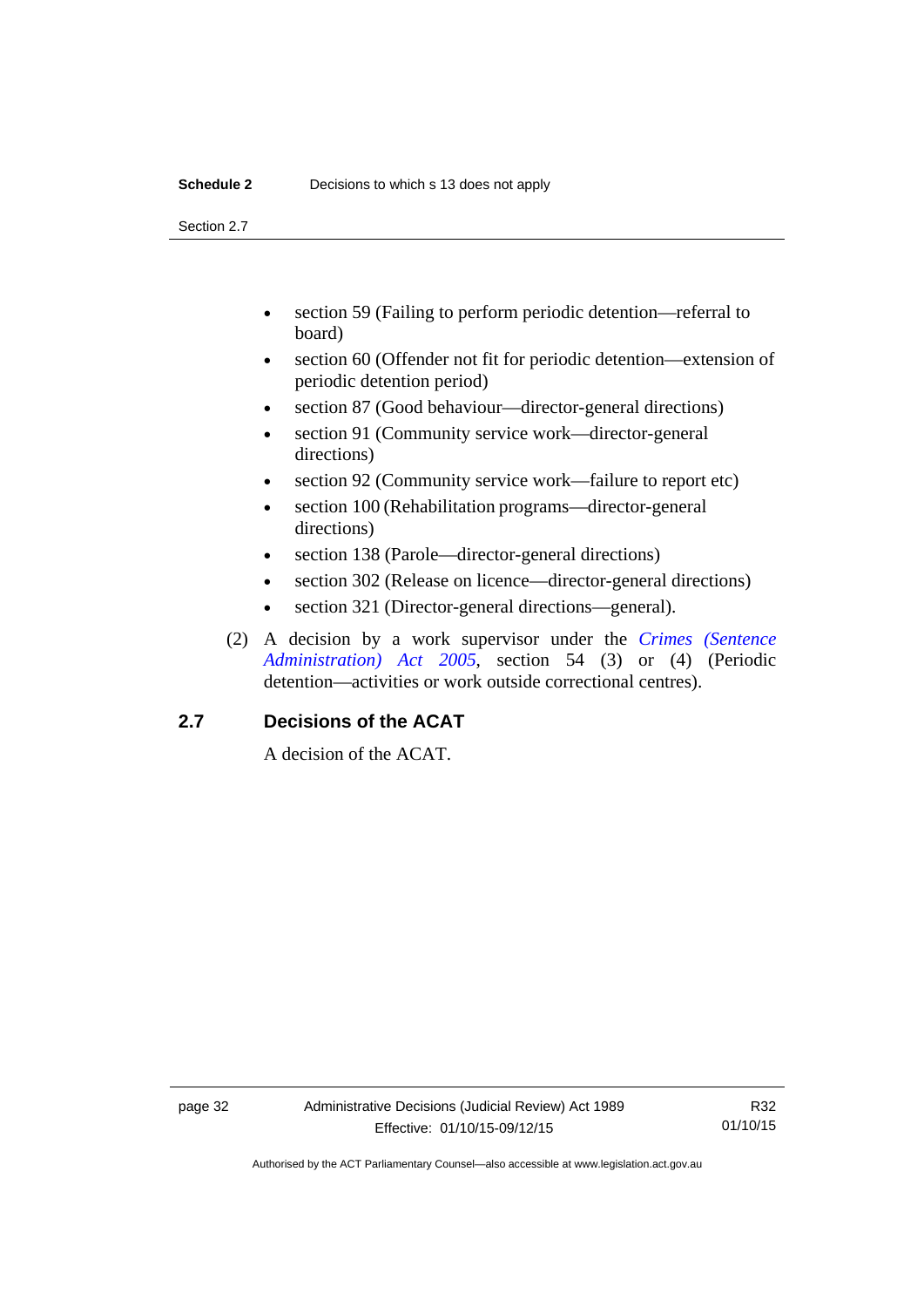- section 59 (Failing to perform periodic detention—referral to board)
- section 60 (Offender not fit for periodic detention—extension of periodic detention period)
- section 87 (Good behaviour—director-general directions)
- section 91 (Community service work—director-general directions)
- section 92 (Community service work—failure to report etc)
- section 100 (Rehabilitation programs—director-general directions)
- section 138 (Parole—director-general directions)
- section 302 (Release on licence—director-general directions)
- section 321 (Director-general directions—general).

(2) A decision by a work supervisor under the *Crimes (Sentence Administration) Act 2005*, section 54 (3) or (4) (Periodic detention—activities or work outside correctional centres).

## 2.7 Decisions of the ACAT

A decision of the ACAT.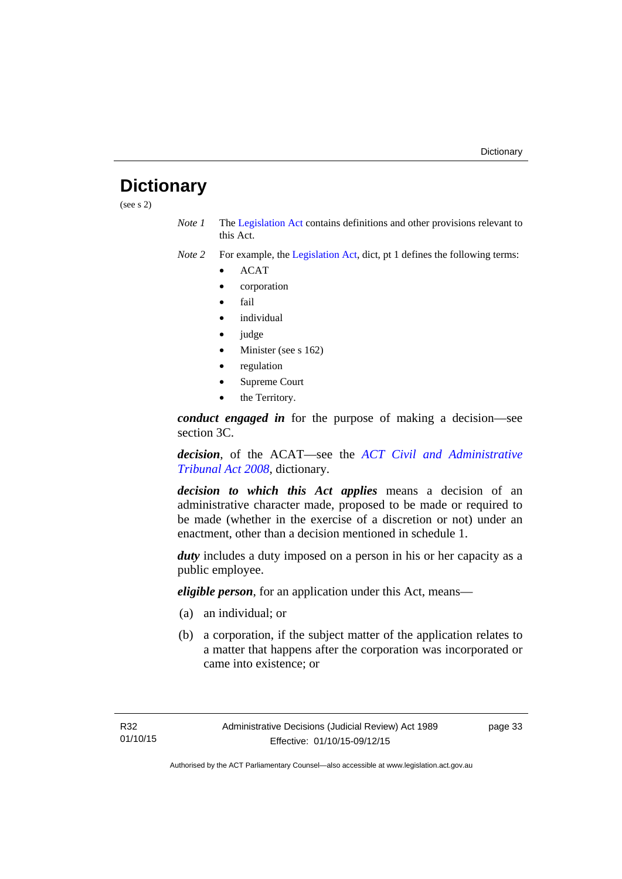# Dictionary

(see s 2)

*Note 1* The Legislation Act contains definitions and other provisions relevant to this Act.

*Note 2* For example, the Legislation Act, dict, pt 1 defines the following terms:

- ACAT
- corporation
- fail
- individual
- judge
- Minister (see s 162)
- regulation
- Supreme Court
- the Territory.

***conduct engaged in*** for the purpose of making a decision—see section 3C.

***decision***, of the ACAT—see the *ACT Civil and Administrative Tribunal Act 2008*, dictionary.

***decision to which this Act applies*** means a decision of an administrative character made, proposed to be made or required to be made (whether in the exercise of a discretion or not) under an enactment, other than a decision mentioned in schedule 1.

***duty*** includes a duty imposed on a person in his or her capacity as a public employee.

***eligible person***, for an application under this Act, means—

(a) an individual; or

(b) a corporation, if the subject matter of the application relates to a matter that happens after the corporation was incorporated or came into existence; or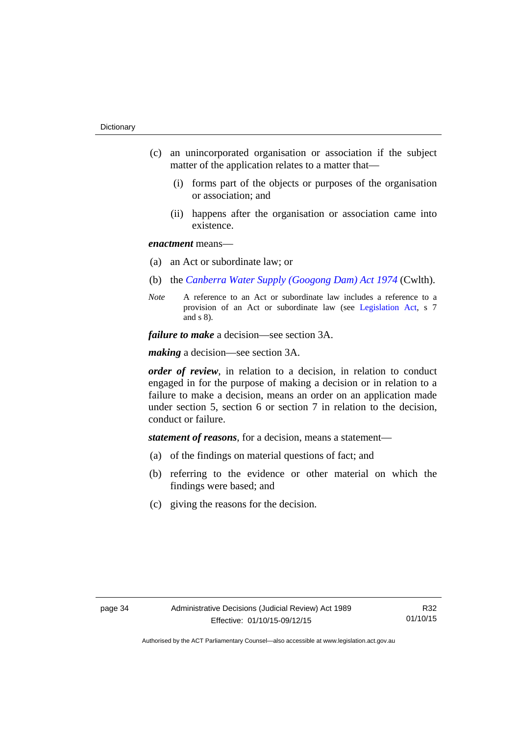(c) an unincorporated organisation or association if the subject matter of the application relates to a matter that—

(i) forms part of the objects or purposes of the organisation or association; and

(ii) happens after the organisation or association came into existence.

***enactment*** means—

(a) an Act or subordinate law; or

(b) the *Canberra Water Supply (Googong Dam) Act 1974* (Cwlth).

*Note* A reference to an Act or subordinate law includes a reference to a provision of an Act or subordinate law (see Legislation Act, s 7 and s 8).

***failure to make*** a decision—see section 3A.

***making*** a decision—see section 3A.

***order of review***, in relation to a decision, in relation to conduct engaged in for the purpose of making a decision or in relation to a failure to make a decision, means an order on an application made under section 5, section 6 or section 7 in relation to the decision, conduct or failure.

***statement of reasons***, for a decision, means a statement—

(a) of the findings on material questions of fact; and

(b) referring to the evidence or other material on which the findings were based; and

(c) giving the reasons for the decision.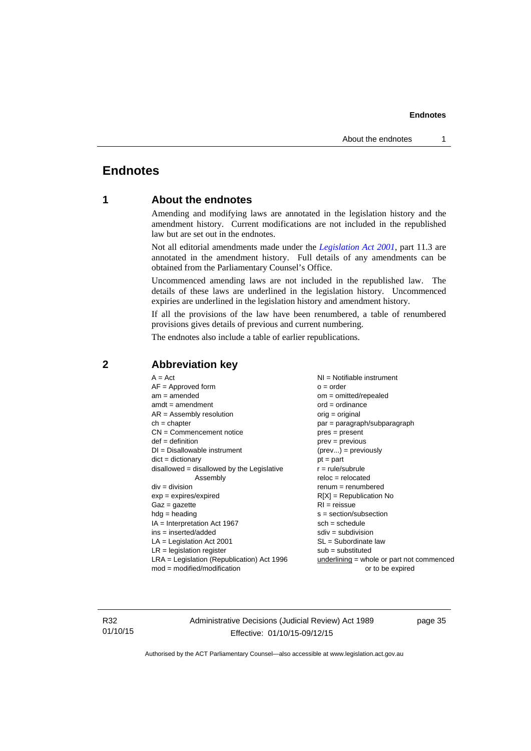# Endnotes

## 1 About the endnotes

Amending and modifying laws are annotated in the legislation history and the amendment history. Current modifications are not included in the republished law but are set out in the endnotes.

Not all editorial amendments made under the *Legislation Act 2001*, part 11.3 are annotated in the amendment history. Full details of any amendments can be obtained from the Parliamentary Counsel's Office.

Uncommenced amending laws are not included in the republished law. The details of these laws are underlined in the legislation history. Uncommenced expiries are underlined in the legislation history and amendment history.

If all the provisions of the law have been renumbered, a table of renumbered provisions gives details of previous and current numbering.

The endnotes also include a table of earlier republications.

## 2 Abbreviation key

A = Act
AF = Approved form
am = amended
amdt = amendment
AR = Assembly resolution
ch = chapter
CN = Commencement notice
def = definition
DI = Disallowable instrument
dict = dictionary
disallowed = disallowed by the Legislative Assembly
div = division
exp = expires/expired
Gaz = gazette
hdg = heading
IA = Interpretation Act 1967
ins = inserted/added
LA = Legislation Act 2001
LR = legislation register
LRA = Legislation (Republication) Act 1996
mod = modified/modification
NI = Notifiable instrument
o = order
om = omitted/repealed
ord = ordinance
orig = original
par = paragraph/subparagraph
pres = present
prev = previous
(prev...) = previously
pt = part
r = rule/subrule
reloc = relocated
renum = renumbered
R[X] = Republication No
RI = reissue
s = section/subsection
sch = schedule
sdiv = subdivision
SL = Subordinate law
sub = substituted
underlining = whole or part not commenced or to be expired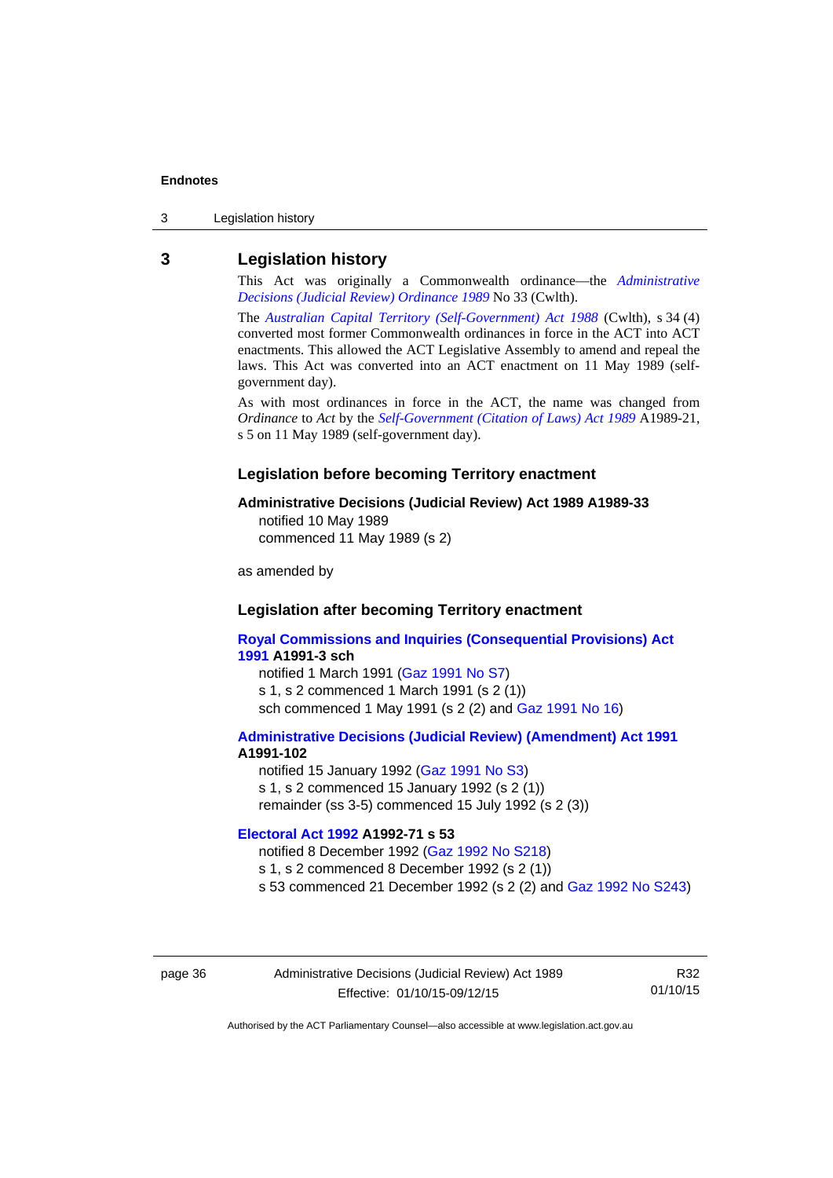## 3 Legislation history

This Act was originally a Commonwealth ordinance—the *Administrative Decisions (Judicial Review) Ordinance 1989* No 33 (Cwlth).

The *Australian Capital Territory (Self-Government) Act 1988* (Cwlth), s 34 (4) converted most former Commonwealth ordinances in force in the ACT into ACT enactments. This allowed the ACT Legislative Assembly to amend and repeal the laws. This Act was converted into an ACT enactment on 11 May 1989 (self-government day).

As with most ordinances in force in the ACT, the name was changed from *Ordinance* to *Act* by the *Self-Government (Citation of Laws) Act 1989* A1989-21, s 5 on 11 May 1989 (self-government day).

### Legislation before becoming Territory enactment

**Administrative Decisions (Judicial Review) Act 1989 A1989-33**

notified 10 May 1989
commenced 11 May 1989 (s 2)

as amended by

### Legislation after becoming Territory enactment

**Royal Commissions and Inquiries (Consequential Provisions) Act 1991 A1991-3 sch**

notified 1 March 1991 (Gaz 1991 No S7)
s 1, s 2 commenced 1 March 1991 (s 2 (1))
sch commenced 1 May 1991 (s 2 (2) and Gaz 1991 No 16)

**Administrative Decisions (Judicial Review) (Amendment) Act 1991 A1991-102**

notified 15 January 1992 (Gaz 1991 No S3)
s 1, s 2 commenced 15 January 1992 (s 2 (1))
remainder (ss 3-5) commenced 15 July 1992 (s 2 (3))

**Electoral Act 1992 A1992-71 s 53**

notified 8 December 1992 (Gaz 1992 No S218)
s 1, s 2 commenced 8 December 1992 (s 2 (1))
s 53 commenced 21 December 1992 (s 2 (2) and Gaz 1992 No S243)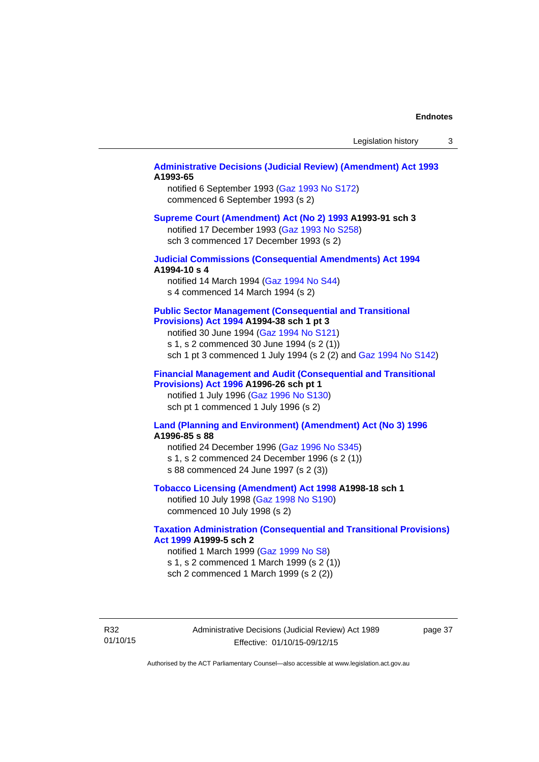**Administrative Decisions (Judicial Review) (Amendment) Act 1993 A1993-65**

notified 6 September 1993 (Gaz 1993 No S172)
commenced 6 September 1993 (s 2)

**Supreme Court (Amendment) Act (No 2) 1993 A1993-91 sch 3**

notified 17 December 1993 (Gaz 1993 No S258)
sch 3 commenced 17 December 1993 (s 2)

**Judicial Commissions (Consequential Amendments) Act 1994 A1994-10 s 4**

notified 14 March 1994 (Gaz 1994 No S44)
s 4 commenced 14 March 1994 (s 2)

**Public Sector Management (Consequential and Transitional Provisions) Act 1994 A1994-38 sch 1 pt 3**

notified 30 June 1994 (Gaz 1994 No S121)
s 1, s 2 commenced 30 June 1994 (s 2 (1))
sch 1 pt 3 commenced 1 July 1994 (s 2 (2) and Gaz 1994 No S142)

**Financial Management and Audit (Consequential and Transitional Provisions) Act 1996 A1996-26 sch pt 1**

notified 1 July 1996 (Gaz 1996 No S130)
sch pt 1 commenced 1 July 1996 (s 2)

**Land (Planning and Environment) (Amendment) Act (No 3) 1996 A1996-85 s 88**

notified 24 December 1996 (Gaz 1996 No S345)
s 1, s 2 commenced 24 December 1996 (s 2 (1))
s 88 commenced 24 June 1997 (s 2 (3))

**Tobacco Licensing (Amendment) Act 1998 A1998-18 sch 1**

notified 10 July 1998 (Gaz 1998 No S190)
commenced 10 July 1998 (s 2)

**Taxation Administration (Consequential and Transitional Provisions) Act 1999 A1999-5 sch 2**

notified 1 March 1999 (Gaz 1999 No S8)
s 1, s 2 commenced 1 March 1999 (s 2 (1))
sch 2 commenced 1 March 1999 (s 2 (2))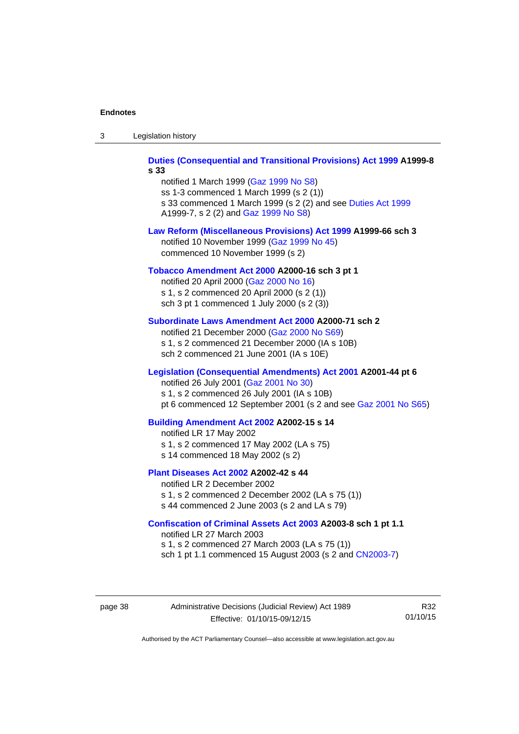**Duties (Consequential and Transitional Provisions) Act 1999 A1999-8 s 33**

notified 1 March 1999 (Gaz 1999 No S8)
ss 1-3 commenced 1 March 1999 (s 2 (1))
s 33 commenced 1 March 1999 (s 2 (2) and see Duties Act 1999 A1999-7, s 2 (2) and Gaz 1999 No S8)

**Law Reform (Miscellaneous Provisions) Act 1999 A1999-66 sch 3**

notified 10 November 1999 (Gaz 1999 No 45)
commenced 10 November 1999 (s 2)

**Tobacco Amendment Act 2000 A2000-16 sch 3 pt 1**

notified 20 April 2000 (Gaz 2000 No 16)
s 1, s 2 commenced 20 April 2000 (s 2 (1))
sch 3 pt 1 commenced 1 July 2000 (s 2 (3))

**Subordinate Laws Amendment Act 2000 A2000-71 sch 2**

notified 21 December 2000 (Gaz 2000 No S69)
s 1, s 2 commenced 21 December 2000 (IA s 10B)
sch 2 commenced 21 June 2001 (IA s 10E)

**Legislation (Consequential Amendments) Act 2001 A2001-44 pt 6**

notified 26 July 2001 (Gaz 2001 No 30)
s 1, s 2 commenced 26 July 2001 (IA s 10B)
pt 6 commenced 12 September 2001 (s 2 and see Gaz 2001 No S65)

**Building Amendment Act 2002 A2002-15 s 14**

notified LR 17 May 2002
s 1, s 2 commenced 17 May 2002 (LA s 75)
s 14 commenced 18 May 2002 (s 2)

**Plant Diseases Act 2002 A2002-42 s 44**

notified LR 2 December 2002
s 1, s 2 commenced 2 December 2002 (LA s 75 (1))
s 44 commenced 2 June 2003 (s 2 and LA s 79)

**Confiscation of Criminal Assets Act 2003 A2003-8 sch 1 pt 1.1**

notified LR 27 March 2003
s 1, s 2 commenced 27 March 2003 (LA s 75 (1))
sch 1 pt 1.1 commenced 15 August 2003 (s 2 and CN2003-7)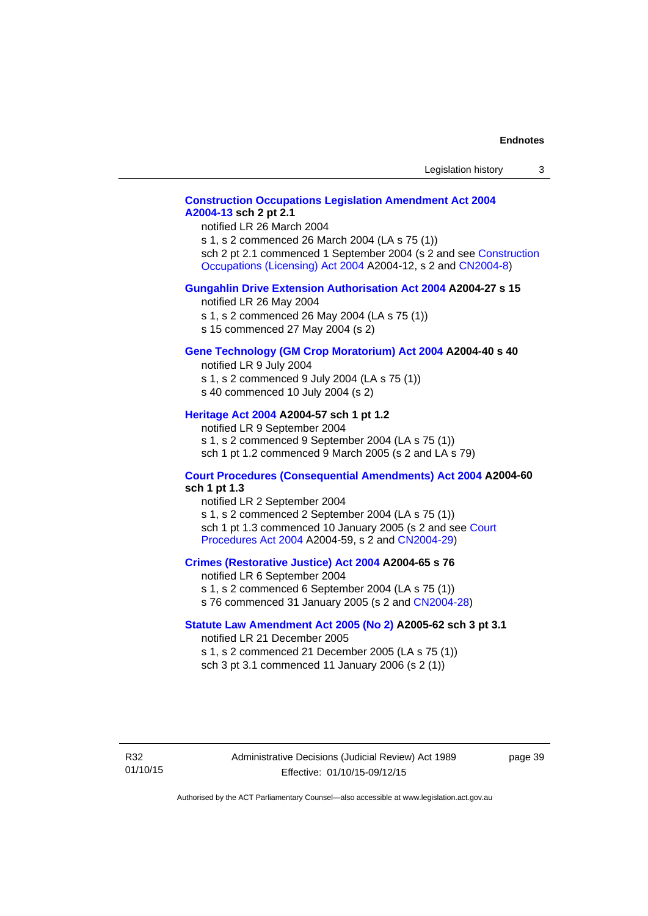**Construction Occupations Legislation Amendment Act 2004 A2004-13 sch 2 pt 2.1**

notified LR 26 March 2004

s 1, s 2 commenced 26 March 2004 (LA s 75 (1))

sch 2 pt 2.1 commenced 1 September 2004 (s 2 and see Construction Occupations (Licensing) Act 2004 A2004-12, s 2 and CN2004-8)

**Gungahlin Drive Extension Authorisation Act 2004 A2004-27 s 15**

notified LR 26 May 2004

s 1, s 2 commenced 26 May 2004 (LA s 75 (1))

s 15 commenced 27 May 2004 (s 2)

**Gene Technology (GM Crop Moratorium) Act 2004 A2004-40 s 40**

notified LR 9 July 2004

s 1, s 2 commenced 9 July 2004 (LA s 75 (1))

s 40 commenced 10 July 2004 (s 2)

**Heritage Act 2004 A2004-57 sch 1 pt 1.2**

notified LR 9 September 2004

s 1, s 2 commenced 9 September 2004 (LA s 75 (1))

sch 1 pt 1.2 commenced 9 March 2005 (s 2 and LA s 79)

**Court Procedures (Consequential Amendments) Act 2004 A2004-60 sch 1 pt 1.3**

notified LR 2 September 2004

s 1, s 2 commenced 2 September 2004 (LA s 75 (1))

sch 1 pt 1.3 commenced 10 January 2005 (s 2 and see Court Procedures Act 2004 A2004-59, s 2 and CN2004-29)

**Crimes (Restorative Justice) Act 2004 A2004-65 s 76**

notified LR 6 September 2004

s 1, s 2 commenced 6 September 2004 (LA s 75 (1))

s 76 commenced 31 January 2005 (s 2 and CN2004-28)

**Statute Law Amendment Act 2005 (No 2) A2005-62 sch 3 pt 3.1**

notified LR 21 December 2005

s 1, s 2 commenced 21 December 2005 (LA s 75 (1))

sch 3 pt 3.1 commenced 11 January 2006 (s 2 (1))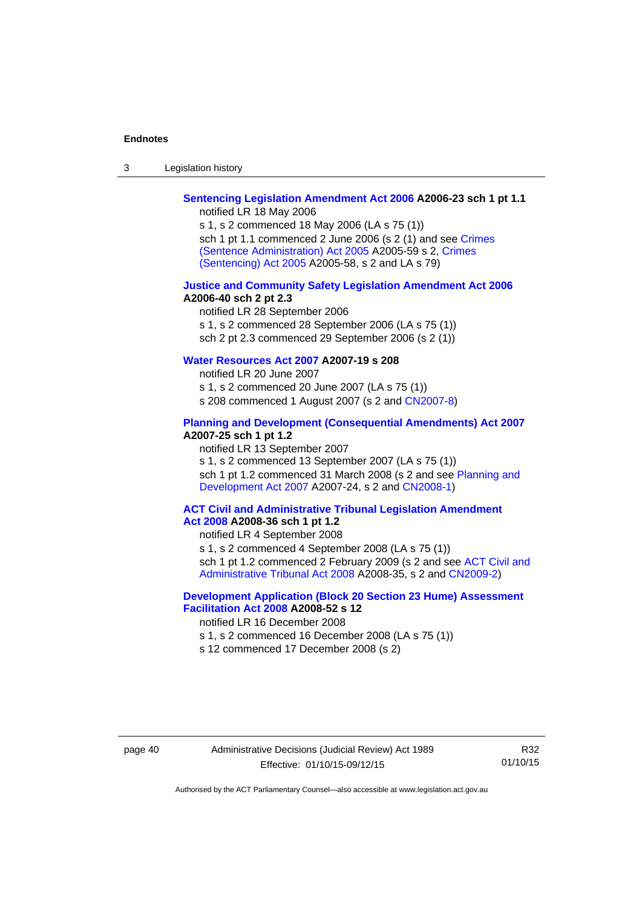**Sentencing Legislation Amendment Act 2006 A2006-23 sch 1 pt 1.1**

notified LR 18 May 2006

s 1, s 2 commenced 18 May 2006 (LA s 75 (1))

sch 1 pt 1.1 commenced 2 June 2006 (s 2 (1) and see Crimes (Sentence Administration) Act 2005 A2005-59 s 2, Crimes (Sentencing) Act 2005 A2005-58, s 2 and LA s 79)

**Justice and Community Safety Legislation Amendment Act 2006 A2006-40 sch 2 pt 2.3**

notified LR 28 September 2006

s 1, s 2 commenced 28 September 2006 (LA s 75 (1))

sch 2 pt 2.3 commenced 29 September 2006 (s 2 (1))

**Water Resources Act 2007 A2007-19 s 208**

notified LR 20 June 2007

s 1, s 2 commenced 20 June 2007 (LA s 75 (1))

s 208 commenced 1 August 2007 (s 2 and CN2007-8)

**Planning and Development (Consequential Amendments) Act 2007 A2007-25 sch 1 pt 1.2**

notified LR 13 September 2007

s 1, s 2 commenced 13 September 2007 (LA s 75 (1))

sch 1 pt 1.2 commenced 31 March 2008 (s 2 and see Planning and Development Act 2007 A2007-24, s 2 and CN2008-1)

**ACT Civil and Administrative Tribunal Legislation Amendment Act 2008 A2008-36 sch 1 pt 1.2**

notified LR 4 September 2008

s 1, s 2 commenced 4 September 2008 (LA s 75 (1))

sch 1 pt 1.2 commenced 2 February 2009 (s 2 and see ACT Civil and Administrative Tribunal Act 2008 A2008-35, s 2 and CN2009-2)

**Development Application (Block 20 Section 23 Hume) Assessment Facilitation Act 2008 A2008-52 s 12**

notified LR 16 December 2008

s 1, s 2 commenced 16 December 2008 (LA s 75 (1))

s 12 commenced 17 December 2008 (s 2)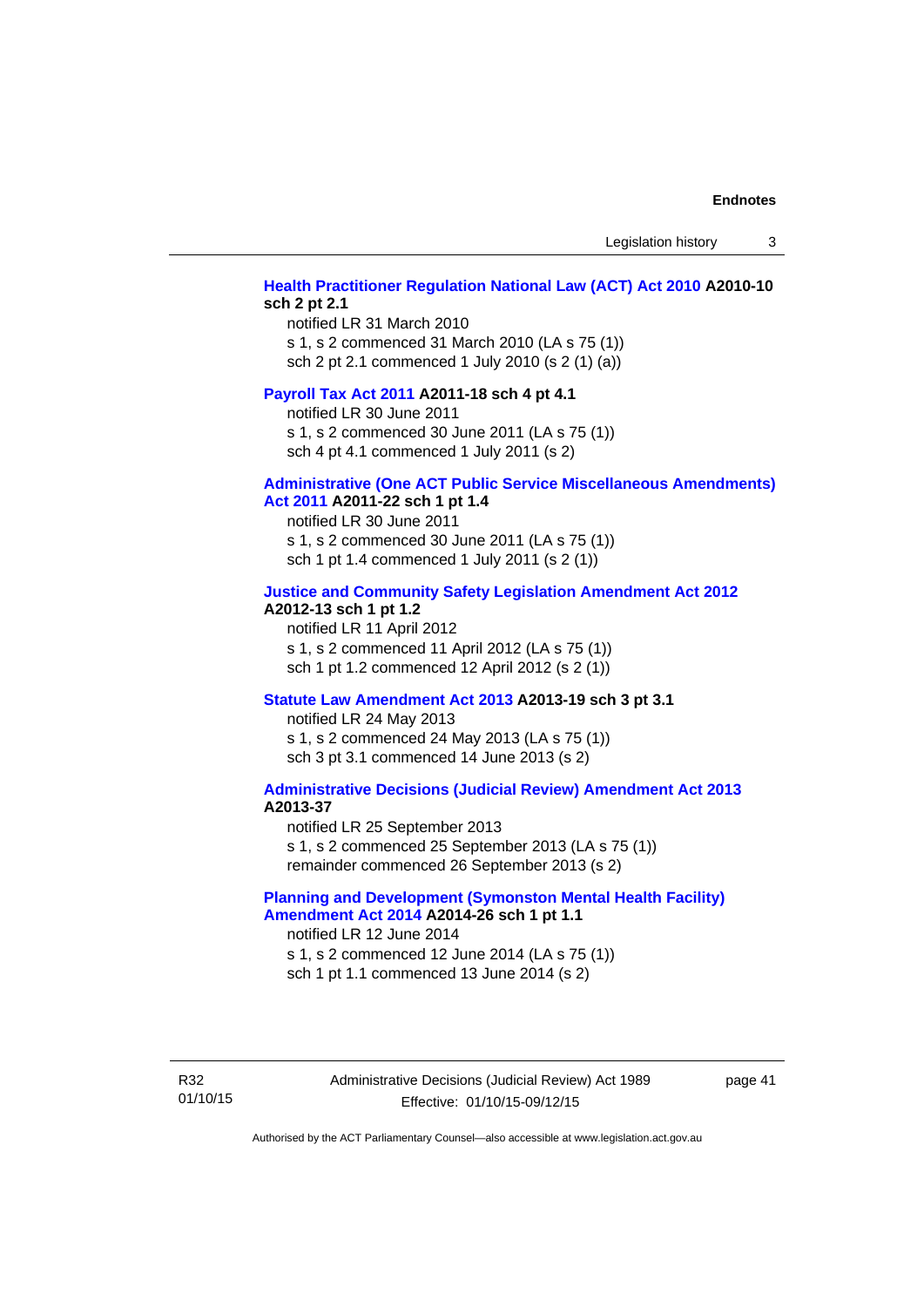**Health Practitioner Regulation National Law (ACT) Act 2010 A2010-10 sch 2 pt 2.1**

notified LR 31 March 2010
s 1, s 2 commenced 31 March 2010 (LA s 75 (1))
sch 2 pt 2.1 commenced 1 July 2010 (s 2 (1) (a))

**Payroll Tax Act 2011 A2011-18 sch 4 pt 4.1**

notified LR 30 June 2011
s 1, s 2 commenced 30 June 2011 (LA s 75 (1))
sch 4 pt 4.1 commenced 1 July 2011 (s 2)

**Administrative (One ACT Public Service Miscellaneous Amendments) Act 2011 A2011-22 sch 1 pt 1.4**

notified LR 30 June 2011
s 1, s 2 commenced 30 June 2011 (LA s 75 (1))
sch 1 pt 1.4 commenced 1 July 2011 (s 2 (1))

**Justice and Community Safety Legislation Amendment Act 2012 A2012-13 sch 1 pt 1.2**

notified LR 11 April 2012
s 1, s 2 commenced 11 April 2012 (LA s 75 (1))
sch 1 pt 1.2 commenced 12 April 2012 (s 2 (1))

**Statute Law Amendment Act 2013 A2013-19 sch 3 pt 3.1**

notified LR 24 May 2013
s 1, s 2 commenced 24 May 2013 (LA s 75 (1))
sch 3 pt 3.1 commenced 14 June 2013 (s 2)

**Administrative Decisions (Judicial Review) Amendment Act 2013 A2013-37**

notified LR 25 September 2013
s 1, s 2 commenced 25 September 2013 (LA s 75 (1))
remainder commenced 26 September 2013 (s 2)

**Planning and Development (Symonston Mental Health Facility) Amendment Act 2014 A2014-26 sch 1 pt 1.1**

notified LR 12 June 2014
s 1, s 2 commenced 12 June 2014 (LA s 75 (1))
sch 1 pt 1.1 commenced 13 June 2014 (s 2)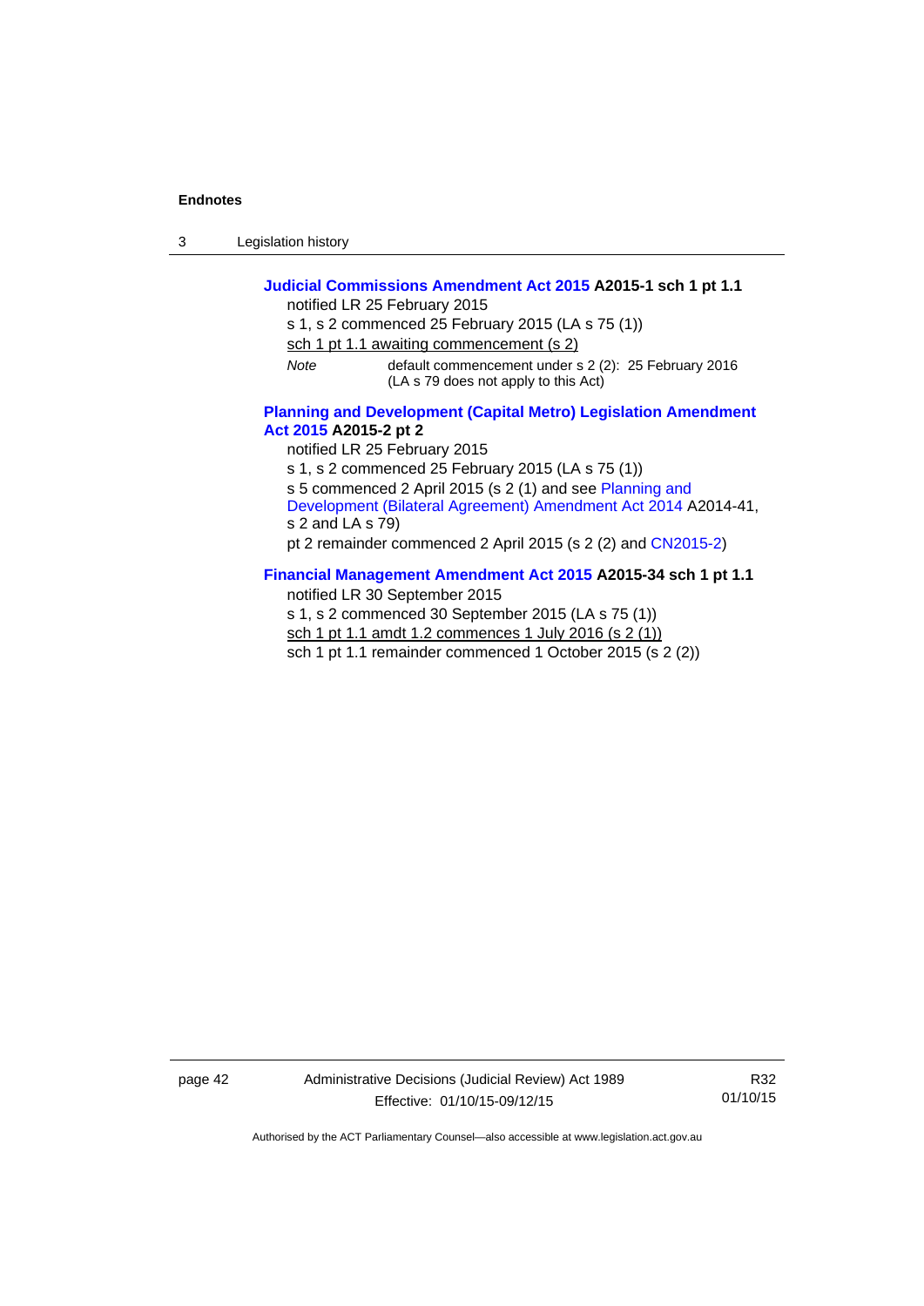**Judicial Commissions Amendment Act 2015 A2015-1 sch 1 pt 1.1**

notified LR 25 February 2015

s 1, s 2 commenced 25 February 2015 (LA s 75 (1))

sch 1 pt 1.1 awaiting commencement (s 2)

*Note* default commencement under s 2 (2): 25 February 2016 (LA s 79 does not apply to this Act)

**Planning and Development (Capital Metro) Legislation Amendment Act 2015 A2015-2 pt 2**

notified LR 25 February 2015

s 1, s 2 commenced 25 February 2015 (LA s 75 (1))

s 5 commenced 2 April 2015 (s 2 (1) and see Planning and Development (Bilateral Agreement) Amendment Act 2014 A2014-41, s 2 and LA s 79)

pt 2 remainder commenced 2 April 2015 (s 2 (2) and CN2015-2)

**Financial Management Amendment Act 2015 A2015-34 sch 1 pt 1.1**

notified LR 30 September 2015

s 1, s 2 commenced 30 September 2015 (LA s 75 (1))

sch 1 pt 1.1 amdt 1.2 commences 1 July 2016 (s 2 (1))

sch 1 pt 1.1 remainder commenced 1 October 2015 (s 2 (2))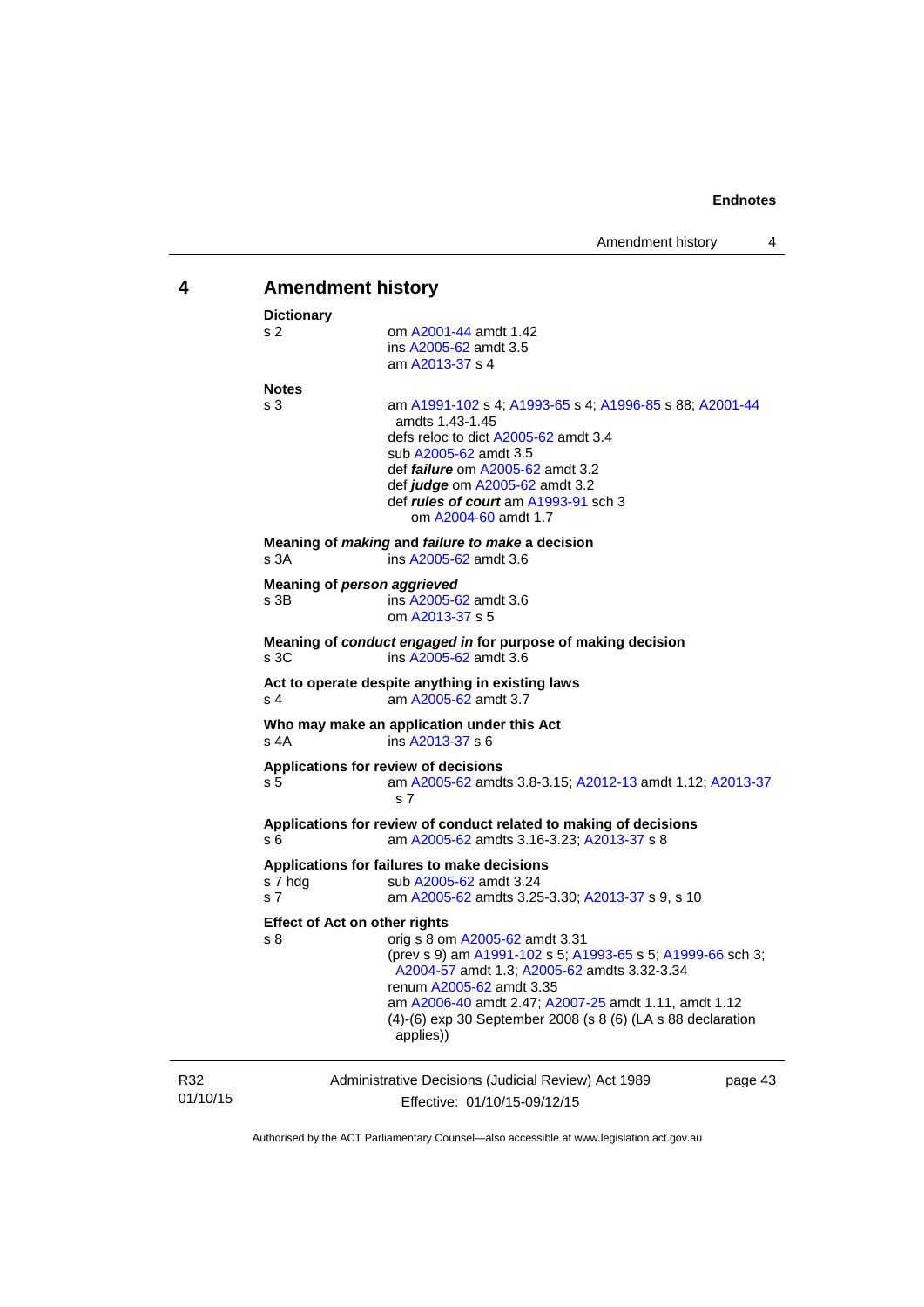## 4 Amendment history

**Dictionary**

s 2 — om A2001-44 amdt 1.42
ins A2005-62 amdt 3.5
am A2013-37 s 4

**Notes**

s 3 — am A1991-102 s 4; A1993-65 s 4; A1996-85 s 88; A2001-44 amdts 1.43-1.45
defs reloc to dict A2005-62 amdt 3.4
sub A2005-62 amdt 3.5
def ***failure*** om A2005-62 amdt 3.2
def ***judge*** om A2005-62 amdt 3.2
def ***rules of court*** am A1993-91 sch 3
om A2004-60 amdt 1.7

**Meaning of *making* and *failure to make* a decision**

s 3A — ins A2005-62 amdt 3.6

**Meaning of *person aggrieved***

s 3B — ins A2005-62 amdt 3.6
om A2013-37 s 5

**Meaning of *conduct engaged in* for purpose of making decision**

s 3C — ins A2005-62 amdt 3.6

**Act to operate despite anything in existing laws**

s 4 — am A2005-62 amdt 3.7

**Who may make an application under this Act**

s 4A — ins A2013-37 s 6

**Applications for review of decisions**

s 5 — am A2005-62 amdts 3.8-3.15; A2012-13 amdt 1.12; A2013-37 s 7

**Applications for review of conduct related to making of decisions**

s 6 — am A2005-62 amdts 3.16-3.23; A2013-37 s 8

**Applications for failures to make decisions**

s 7 hdg — sub A2005-62 amdt 3.24

s 7 — am A2005-62 amdts 3.25-3.30; A2013-37 s 9, s 10

**Effect of Act on other rights**

s 8 — orig s 8 om A2005-62 amdt 3.31
(prev s 9) am A1991-102 s 5; A1993-65 s 5; A1999-66 sch 3; A2004-57 amdt 1.3; A2005-62 amdts 3.32-3.34
renum A2005-62 amdt 3.35
am A2006-40 amdt 2.47; A2007-25 amdt 1.11, amdt 1.12
(4)-(6) exp 30 September 2008 (s 8 (6) (LA s 88 declaration applies))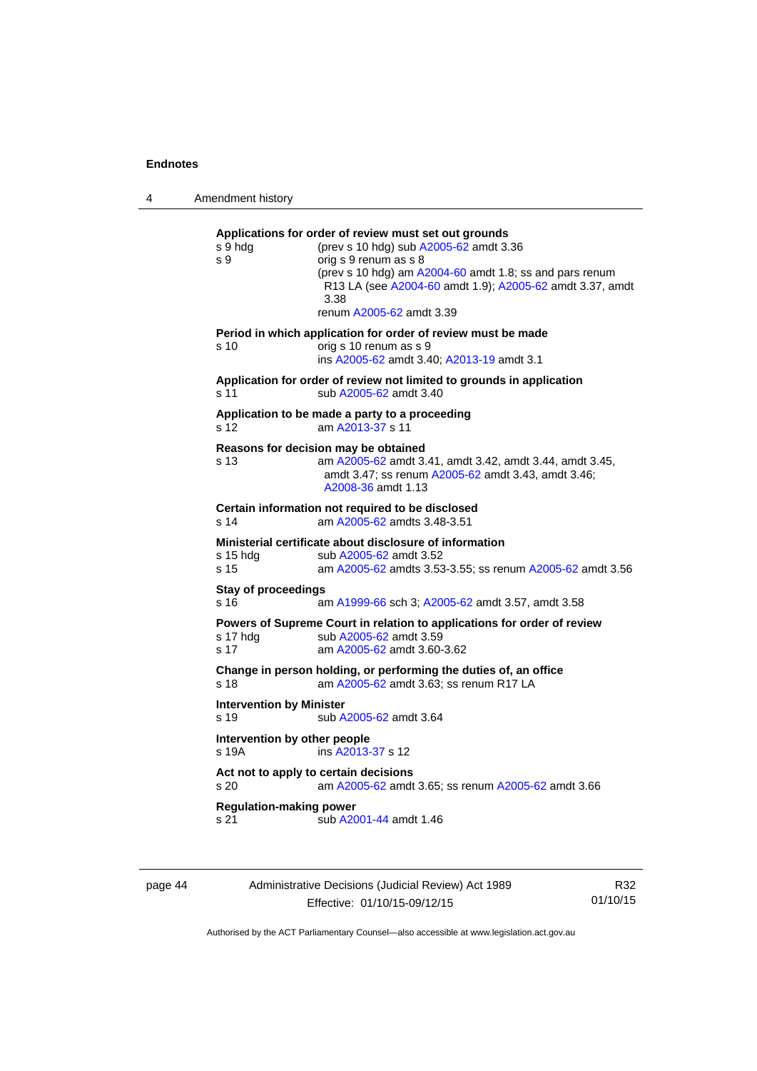**Applications for order of review must set out grounds**

s 9 hdg (prev s 10 hdg) sub A2005-62 amdt 3.36

s 9 orig s 9 renum as s 8
(prev s 10 hdg) am A2004-60 amdt 1.8; ss and pars renum R13 LA (see A2004-60 amdt 1.9); A2005-62 amdt 3.37, amdt 3.38
renum A2005-62 amdt 3.39

**Period in which application for order of review must be made**

s 10 orig s 10 renum as s 9
ins A2005-62 amdt 3.40; A2013-19 amdt 3.1

**Application for order of review not limited to grounds in application**

s 11 sub A2005-62 amdt 3.40

**Application to be made a party to a proceeding**

s 12 am A2013-37 s 11

**Reasons for decision may be obtained**

s 13 am A2005-62 amdt 3.41, amdt 3.42, amdt 3.44, amdt 3.45, amdt 3.47; ss renum A2005-62 amdt 3.43, amdt 3.46; A2008-36 amdt 1.13

**Certain information not required to be disclosed**

s 14 am A2005-62 amdts 3.48-3.51

**Ministerial certificate about disclosure of information**

s 15 hdg sub A2005-62 amdt 3.52

s 15 am A2005-62 amdts 3.53-3.55; ss renum A2005-62 amdt 3.56

**Stay of proceedings**

s 16 am A1999-66 sch 3; A2005-62 amdt 3.57, amdt 3.58

**Powers of Supreme Court in relation to applications for order of review**

s 17 hdg sub A2005-62 amdt 3.59

s 17 am A2005-62 amdt 3.60-3.62

**Change in person holding, or performing the duties of, an office**

s 18 am A2005-62 amdt 3.63; ss renum R17 LA

**Intervention by Minister**

s 19 sub A2005-62 amdt 3.64

**Intervention by other people**

s 19A ins A2013-37 s 12

**Act not to apply to certain decisions**

s 20 am A2005-62 amdt 3.65; ss renum A2005-62 amdt 3.66

**Regulation-making power**

s 21 sub A2001-44 amdt 1.46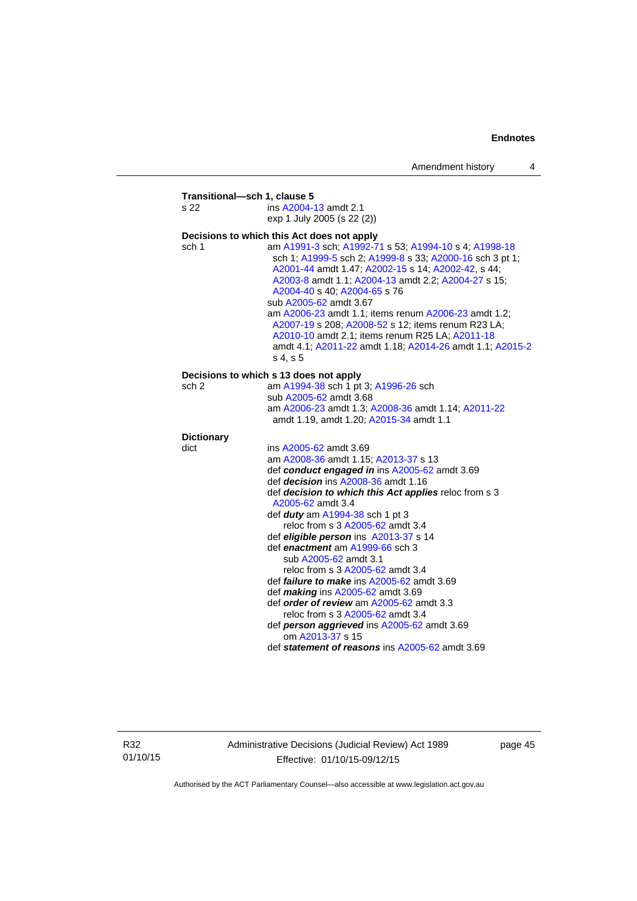**Transitional—sch 1, clause 5**

s 22 ins A2004-13 amdt 2.1
exp 1 July 2005 (s 22 (2))

**Decisions to which this Act does not apply**

sch 1 am A1991-3 sch; A1992-71 s 53; A1994-10 s 4; A1998-18 sch 1; A1999-5 sch 2; A1999-8 s 33; A2000-16 sch 3 pt 1; A2001-44 amdt 1.47; A2002-15 s 14; A2002-42, s 44; A2003-8 amdt 1.1; A2004-13 amdt 2.2; A2004-27 s 15; A2004-40 s 40; A2004-65 s 76
sub A2005-62 amdt 3.67
am A2006-23 amdt 1.1; items renum A2006-23 amdt 1.2; A2007-19 s 208; A2008-52 s 12; items renum R23 LA; A2010-10 amdt 2.1; items renum R25 LA; A2011-18 amdt 4.1; A2011-22 amdt 1.18; A2014-26 amdt 1.1; A2015-2 s 4, s 5

**Decisions to which s 13 does not apply**

sch 2 am A1994-38 sch 1 pt 3; A1996-26 sch
sub A2005-62 amdt 3.68
am A2006-23 amdt 1.3; A2008-36 amdt 1.14; A2011-22 amdt 1.19, amdt 1.20; A2015-34 amdt 1.1

**Dictionary**

dict ins A2005-62 amdt 3.69
am A2008-36 amdt 1.15; A2013-37 s 13
def ***conduct engaged in*** ins A2005-62 amdt 3.69
def ***decision*** ins A2008-36 amdt 1.16
def ***decision to which this Act applies*** reloc from s 3 A2005-62 amdt 3.4
def ***duty*** am A1994-38 sch 1 pt 3
reloc from s 3 A2005-62 amdt 3.4
def ***eligible person*** ins A2013-37 s 14
def ***enactment*** am A1999-66 sch 3
sub A2005-62 amdt 3.1
reloc from s 3 A2005-62 amdt 3.4
def ***failure to make*** ins A2005-62 amdt 3.69
def ***making*** ins A2005-62 amdt 3.69
def ***order of review*** am A2005-62 amdt 3.3
reloc from s 3 A2005-62 amdt 3.4
def ***person aggrieved*** ins A2005-62 amdt 3.69
om A2013-37 s 15
def ***statement of reasons*** ins A2005-62 amdt 3.69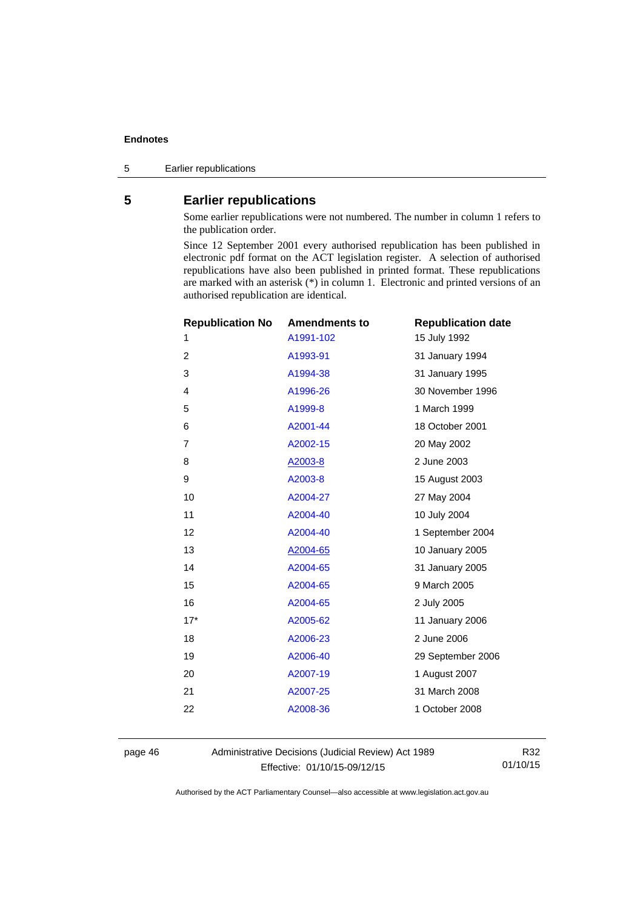## 5 Earlier republications

Some earlier republications were not numbered. The number in column 1 refers to the publication order.

Since 12 September 2001 every authorised republication has been published in electronic pdf format on the ACT legislation register. A selection of authorised republications have also been published in printed format. These republications are marked with an asterisk (*) in column 1. Electronic and printed versions of an authorised republication are identical.

| Republication No | Amendments to | Republication date |
|---|---|---|
| 1 | A1991-102 | 15 July 1992 |
| 2 | A1993-91 | 31 January 1994 |
| 3 | A1994-38 | 31 January 1995 |
| 4 | A1996-26 | 30 November 1996 |
| 5 | A1999-8 | 1 March 1999 |
| 6 | A2001-44 | 18 October 2001 |
| 7 | A2002-15 | 20 May 2002 |
| 8 | A2003-8 | 2 June 2003 |
| 9 | A2003-8 | 15 August 2003 |
| 10 | A2004-27 | 27 May 2004 |
| 11 | A2004-40 | 10 July 2004 |
| 12 | A2004-40 | 1 September 2004 |
| 13 | A2004-65 | 10 January 2005 |
| 14 | A2004-65 | 31 January 2005 |
| 15 | A2004-65 | 9 March 2005 |
| 16 | A2004-65 | 2 July 2005 |
| 17* | A2005-62 | 11 January 2006 |
| 18 | A2006-23 | 2 June 2006 |
| 19 | A2006-40 | 29 September 2006 |
| 20 | A2007-19 | 1 August 2007 |
| 21 | A2007-25 | 31 March 2008 |
| 22 | A2008-36 | 1 October 2008 |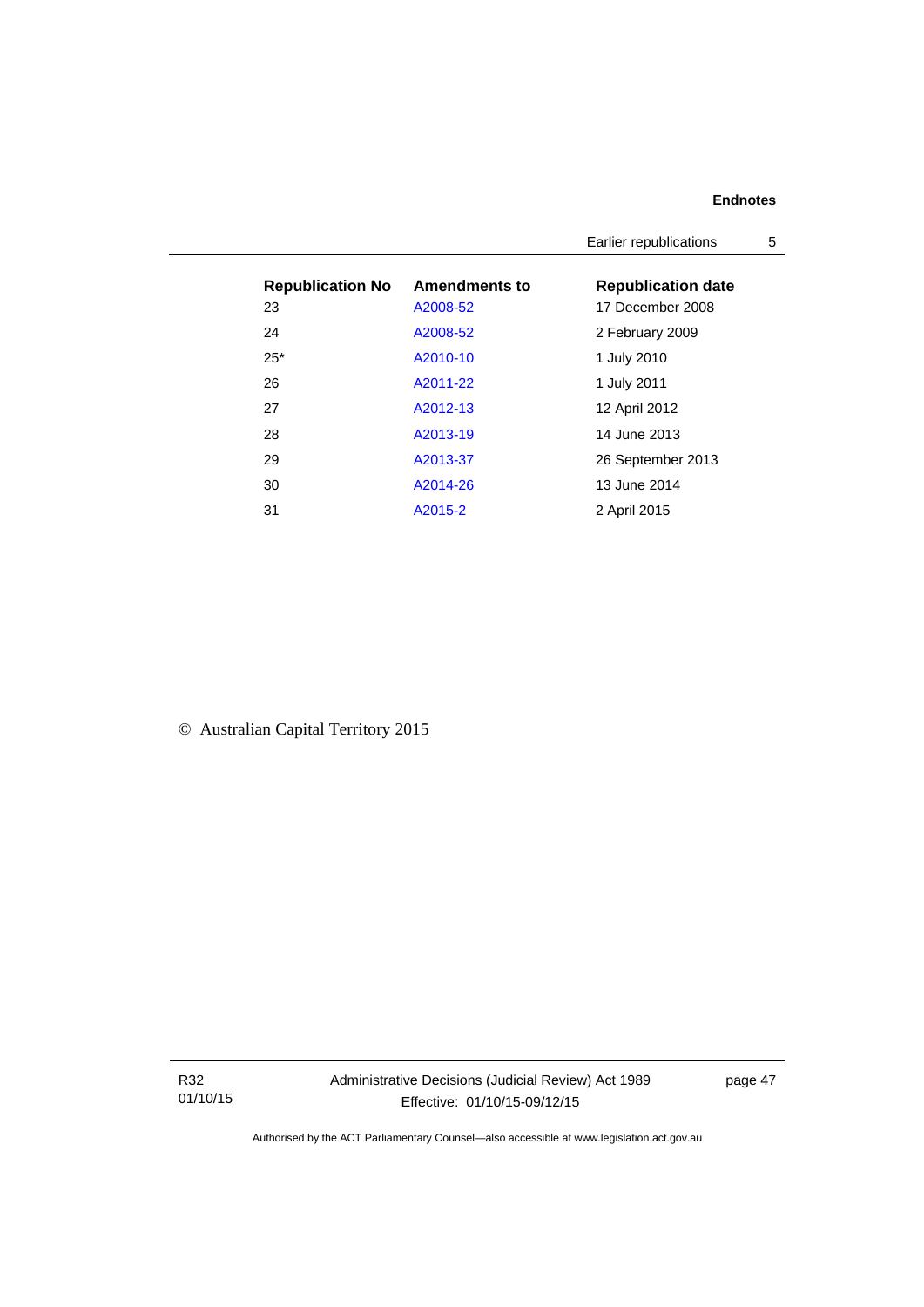| Republication No | Amendments to | Republication date |
|---|---|---|
| 23 | A2008-52 | 17 December 2008 |
| 24 | A2008-52 | 2 February 2009 |
| 25* | A2010-10 | 1 July 2010 |
| 26 | A2011-22 | 1 July 2011 |
| 27 | A2012-13 | 12 April 2012 |
| 28 | A2013-19 | 14 June 2013 |
| 29 | A2013-37 | 26 September 2013 |
| 30 | A2014-26 | 13 June 2014 |
| 31 | A2015-2 | 2 April 2015 |

© Australian Capital Territory 2015